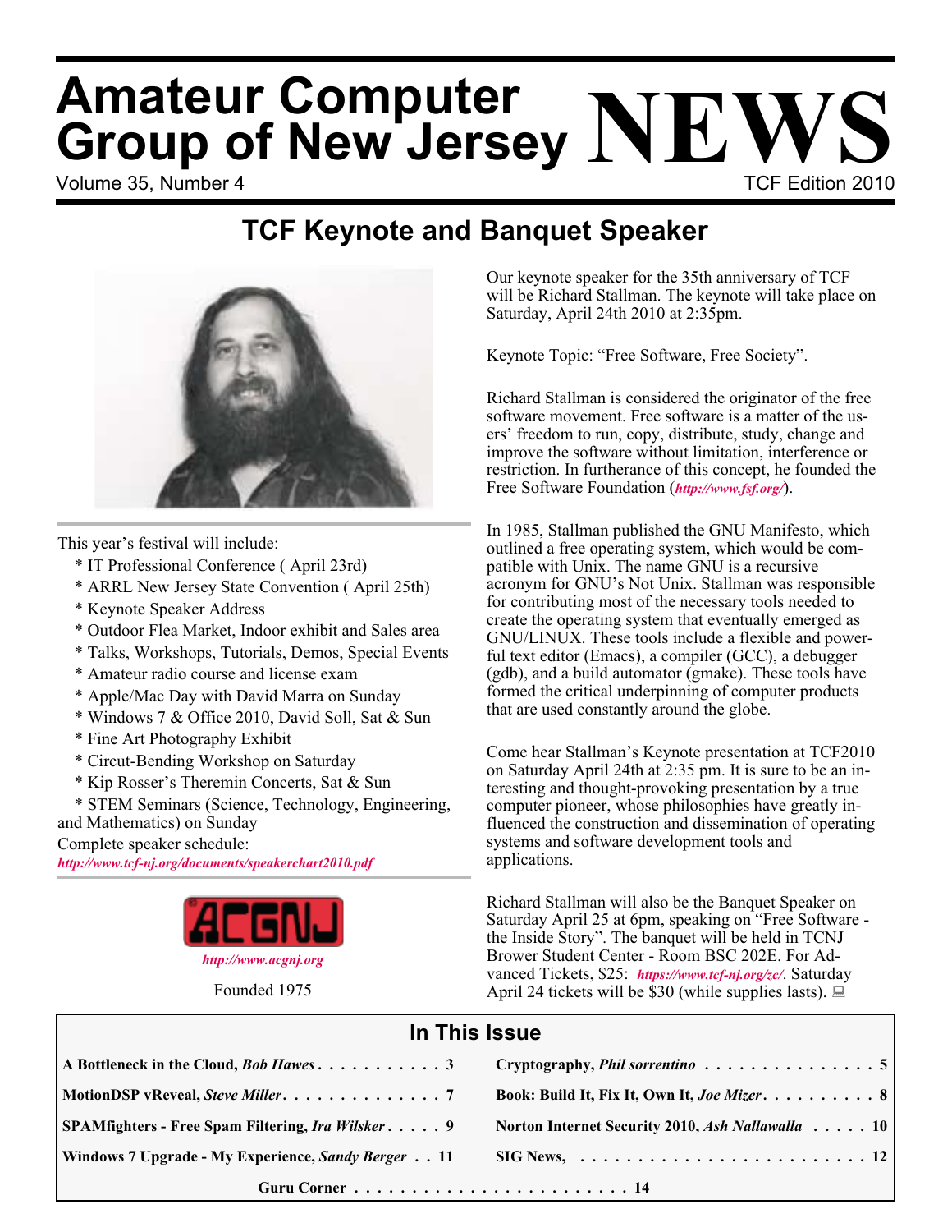# Amateur Computer Group of New Jersey NEWS

Volume 35, Number 4 — TCF Edition 2010

## TCF Keynote and Banquet Speaker

This year's festival will include:

* IT Professional Conference ( April 23rd)
* ARRL New Jersey State Convention ( April 25th)
* Keynote Speaker Address
* Outdoor Flea Market, Indoor exhibit and Sales area
* Talks, Workshops, Tutorials, Demos, Special Events
* Amateur radio course and license exam
* Apple/Mac Day with David Marra on Sunday
* Windows 7 & Office 2010, David Soll, Sat & Sun
* Fine Art Photography Exhibit
* Circut-Bending Workshop on Saturday
* Kip Rosser's Theremin Concerts, Sat & Sun
* STEM Seminars (Science, Technology, Engineering, and Mathematics) on Sunday

Complete speaker schedule:
*http://www.tcf-nj.org/documents/speakerchart2010.pdf*

ACGNJ
*http://www.acgnj.org*

Founded 1975

Our keynote speaker for the 35th anniversary of TCF will be Richard Stallman. The keynote will take place on Saturday, April 24th 2010 at 2:35pm.

Keynote Topic: "Free Software, Free Society".

Richard Stallman is considered the originator of the free software movement. Free software is a matter of the users' freedom to run, copy, distribute, study, change and improve the software without limitation, interference or restriction. In furtherance of this concept, he founded the Free Software Foundation (*http://www.fsf.org/*).

In 1985, Stallman published the GNU Manifesto, which outlined a free operating system, which would be compatible with Unix. The name GNU is a recursive acronym for GNU's Not Unix. Stallman was responsible for contributing most of the necessary tools needed to create the operating system that eventually emerged as GNU/LINUX. These tools include a flexible and powerful text editor (Emacs), a compiler (GCC), a debugger (gdb), and a build automator (gmake). These tools have formed the critical underpinning of computer products that are used constantly around the globe.

Come hear Stallman's Keynote presentation at TCF2010 on Saturday April 24th at 2:35 pm. It is sure to be an interesting and thought-provoking presentation by a true computer pioneer, whose philosophies have greatly influenced the construction and dissemination of operating systems and software development tools and applications.

Richard Stallman will also be the Banquet Speaker on Saturday April 25 at 6pm, speaking on "Free Software - the Inside Story". The banquet will be held in TCNJ Brower Student Center - Room BSC 202E. For Advanced Tickets, $25: *https://www.tcf-nj.org/zc/*. Saturday April 24 tickets will be $30 (while supplies lasts).

## In This Issue

| | |
|---|---|
| A Bottleneck in the Cloud, *Bob Hawes* . . . 3 | Cryptography, *Phil sorrentino* . . . 5 |
| MotionDSP vReveal, *Steve Miller* . . . 7 | Book: Build It, Fix It, Own It, *Joe Mizer* . . . 8 |
| SPAMfighters - Free Spam Filtering, *Ira Wilsker* . . . 9 | Norton Internet Security 2010, *Ash Nallawalla* . . . 10 |
| Windows 7 Upgrade - My Experience, *Sandy Berger* . . . 11 | SIG News, . . . 12 |
| Guru Corner . . . 14 | |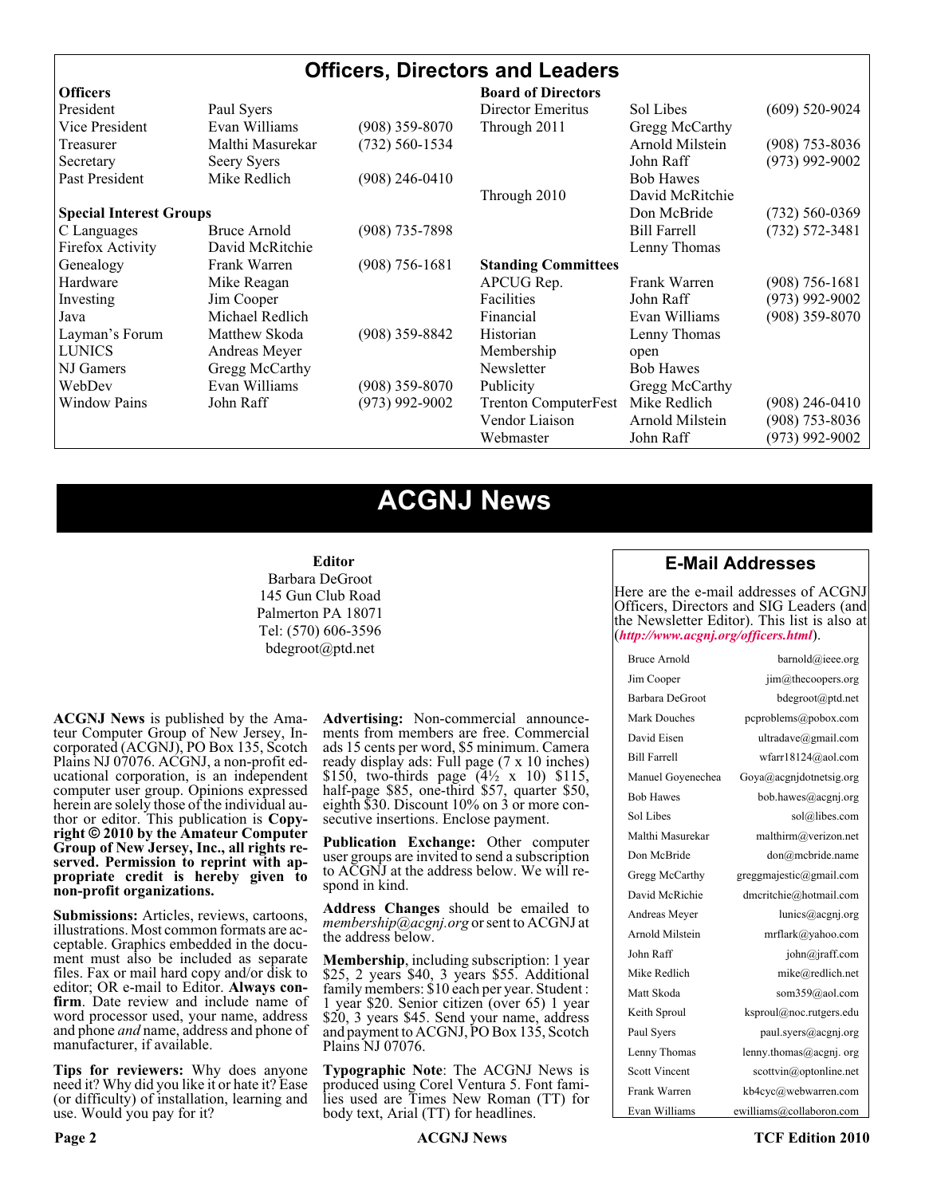# Officers, Directors and Leaders

| **Officers** | | | **Board of Directors** | | |
|---|---|---|---|---|---|
| President | Paul Syers | | Director Emeritus | Sol Libes | (609) 520-9024 |
| Vice President | Evan Williams | (908) 359-8070 | Through 2011 | Gregg McCarthy | |
| Treasurer | Malthi Masurekar | (732) 560-1534 | | Arnold Milstein | (908) 753-8036 |
| Secretary | Seery Syers | | | John Raff | (973) 992-9002 |
| Past President | Mike Redlich | (908) 246-0410 | | Bob Hawes | |
| | | | Through 2010 | David McRitchie | |
| **Special Interest Groups** | | | | Don McBride | (732) 560-0369 |
| C Languages | Bruce Arnold | (908) 735-7898 | | Bill Farrell | (732) 572-3481 |
| Firefox Activity | David McRitchie | | | Lenny Thomas | |
| Genealogy | Frank Warren | (908) 756-1681 | **Standing Committees** | | |
| Hardware | Mike Reagan | | APCUG Rep. | Frank Warren | (908) 756-1681 |
| Investing | Jim Cooper | | Facilities | John Raff | (973) 992-9002 |
| Java | Michael Redlich | | Financial | Evan Williams | (908) 359-8070 |
| Layman's Forum | Matthew Skoda | (908) 359-8842 | Historian | Lenny Thomas | |
| LUNICS | Andreas Meyer | | Membership | open | |
| NJ Gamers | Gregg McCarthy | | Newsletter | Bob Hawes | |
| WebDev | Evan Williams | (908) 359-8070 | Publicity | Gregg McCarthy | |
| Window Pains | John Raff | (973) 992-9002 | Trenton ComputerFest | Mike Redlich | (908) 246-0410 |
| | | | Vendor Liaison | Arnold Milstein | (908) 753-8036 |
| | | | Webmaster | John Raff | (973) 992-9002 |

# ACGNJ News

**Editor**
Barbara DeGroot
145 Gun Club Road
Palmerton PA 18071
Tel: (570) 606-3596
bdegroot@ptd.net

**ACGNJ News** is published by the Amateur Computer Group of New Jersey, Incorporated (ACGNJ), PO Box 135, Scotch Plains NJ 07076. ACGNJ, a non-profit educational corporation, is an independent computer user group. Opinions expressed herein are solely those of the individual author or editor. This publication is **Copyright © 2010 by the Amateur Computer Group of New Jersey, Inc., all rights reserved. Permission to reprint with appropriate credit is hereby given to non-profit organizations.**

**Submissions:** Articles, reviews, cartoons, illustrations. Most common formats are acceptable. Graphics embedded in the document must also be included as separate files. Fax or mail hard copy and/or disk to editor; OR e-mail to Editor. **Always confirm**. Date review and include name of word processor used, your name, address and phone *and* name, address and phone of manufacturer, if available.

**Tips for reviewers:** Why does anyone need it? Why did you like it or hate it? Ease (or difficulty) of installation, learning and use. Would you pay for it?

**Advertising:** Non-commercial announcements from members are free. Commercial ads 15 cents per word, $5 minimum. Camera ready display ads: Full page (7 x 10 inches) $150, two-thirds page (4½ x 10) $115, half-page $85, one-third $57, quarter $50, eighth $30. Discount 10% on 3 or more consecutive insertions. Enclose payment.

**Publication Exchange:** Other computer user groups are invited to send a subscription to ACGNJ at the address below. We will respond in kind.

**Address Changes** should be emailed to *membership@acgnj.org* or sent to ACGNJ at the address below.

**Membership**, including subscription: 1 year $25, 2 years $40, 3 years $55. Additional family members: $10 each per year. Student : 1 year $20. Senior citizen (over 65) 1 year $20, 3 years $45. Send your name, address and payment to ACGNJ, PO Box 135, Scotch Plains NJ 07076.

**Typographic Note**: The ACGNJ News is produced using Corel Ventura 5. Font families used are Times New Roman (TT) for body text, Arial (TT) for headlines.

## E-Mail Addresses

Here are the e-mail addresses of ACGNJ Officers, Directors and SIG Leaders (and the Newsletter Editor). This list is also at (*http://www.acgnj.org/officers.html*).

| | |
|---|---|
| Bruce Arnold | barnold@ieee.org |
| Jim Cooper | jim@thecoopers.org |
| Barbara DeGroot | bdegroot@ptd.net |
| Mark Douches | pcproblems@pobox.com |
| David Eisen | ultradave@gmail.com |
| Bill Farrell | wfarr18124@aol.com |
| Manuel Goyenechea | Goya@acgnjdotnetsig.org |
| Bob Hawes | bob.hawes@acgnj.org |
| Sol Libes | sol@libes.com |
| Malthi Masurekar | malthirm@verizon.net |
| Don McBride | don@mcbride.name |
| Gregg McCarthy | greggmajestic@gmail.com |
| David McRichie | dmcritchie@hotmail.com |
| Andreas Meyer | lunics@acgnj.org |
| Arnold Milstein | mrflark@yahoo.com |
| John Raff | john@jraff.com |
| Mike Redlich | mike@redlich.net |
| Matt Skoda | som359@aol.com |
| Keith Sproul | ksproul@noc.rutgers.edu |
| Paul Syers | paul.syers@acgnj.org |
| Lenny Thomas | lenny.thomas@acgnj. org |
| Scott Vincent | scottvin@optonline.net |
| Frank Warren | kb4cyc@webwarren.com |
| Evan Williams | ewilliams@collaboron.com |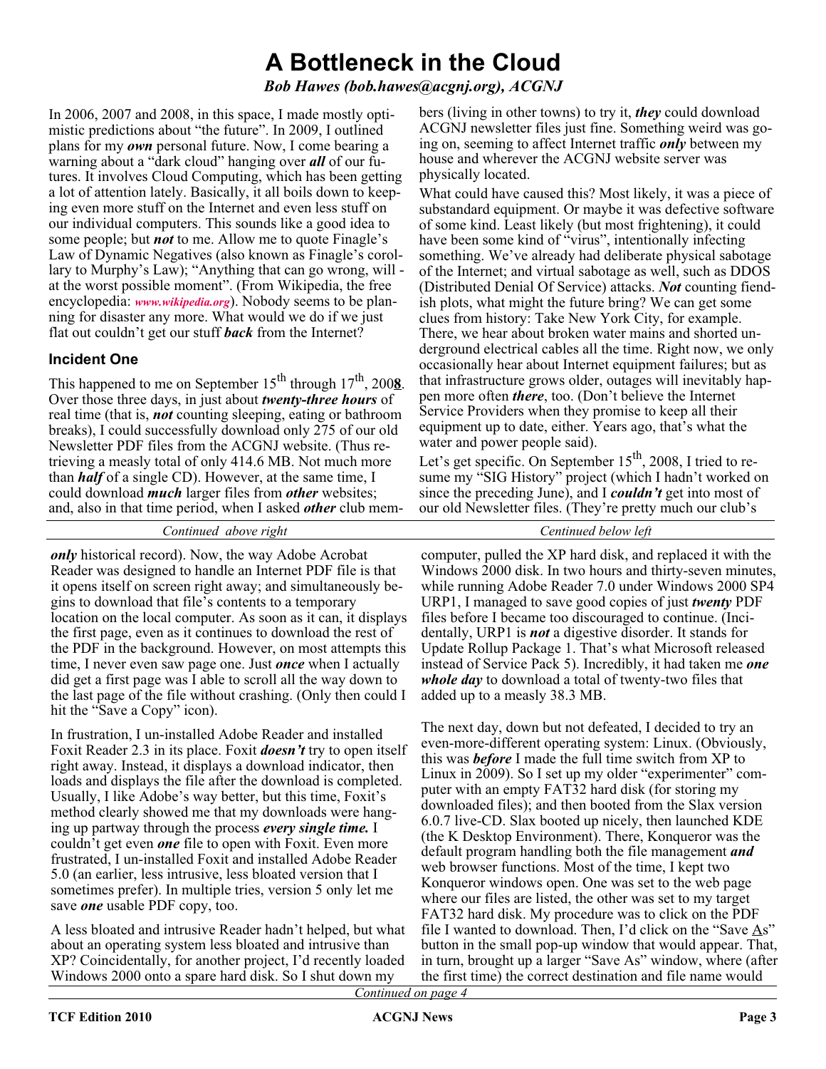# A Bottleneck in the Cloud

*Bob Hawes (bob.hawes@acgnj.org), ACGNJ*

In 2006, 2007 and 2008, in this space, I made mostly optimistic predictions about "the future". In 2009, I outlined plans for my ***own*** personal future. Now, I come bearing a warning about a "dark cloud" hanging over ***all*** of our futures. It involves Cloud Computing, which has been getting a lot of attention lately. Basically, it all boils down to keeping even more stuff on the Internet and even less stuff on our individual computers. This sounds like a good idea to some people; but ***not*** to me. Allow me to quote Finagle's Law of Dynamic Negatives (also known as Finagle's corollary to Murphy's Law); "Anything that can go wrong, will - at the worst possible moment". (From Wikipedia, the free encyclopedia: *www.wikipedia.org*). Nobody seems to be planning for disaster any more. What would we do if we just flat out couldn't get our stuff ***back*** from the Internet?

### Incident One

This happened to me on September 15th through 17th, 200**8**. Over those three days, in just about ***twenty-three hours*** of real time (that is, ***not*** counting sleeping, eating or bathroom breaks), I could successfully download only 275 of our old Newsletter PDF files from the ACGNJ website. (Thus retrieving a measly total of only 414.6 MB. Not much more than ***half*** of a single CD). However, at the same time, I could download ***much*** larger files from ***other*** websites; and, also in that time period, when I asked ***other*** club members (living in other towns) to try it, ***they*** could download ACGNJ newsletter files just fine. Something weird was going on, seeming to affect Internet traffic ***only*** between my house and wherever the ACGNJ website server was physically located.

What could have caused this? Most likely, it was a piece of substandard equipment. Or maybe it was defective software of some kind. Least likely (but most frightening), it could have been some kind of "virus", intentionally infecting something. We've already had deliberate physical sabotage of the Internet; and virtual sabotage as well, such as DDOS (Distributed Denial Of Service) attacks. ***Not*** counting fiendish plots, what might the future bring? We can get some clues from history: Take New York City, for example. There, we hear about broken water mains and shorted underground electrical cables all the time. Right now, we only occasionally hear about Internet equipment failures; but as that infrastructure grows older, outages will inevitably happen more often ***there***, too. (Don't believe the Internet Service Providers when they promise to keep all their equipment up to date, either. Years ago, that's what the water and power people said).

Let's get specific. On September 15th, 2008, I tried to resume my "SIG History" project (which I hadn't worked on since the preceding June), and I ***couldn't*** get into most of our old Newsletter files. (They're pretty much our club's ***only*** historical record). Now, the way Adobe Acrobat Reader was designed to handle an Internet PDF file is that it opens itself on screen right away; and simultaneously begins to download that file's contents to a temporary location on the local computer. As soon as it can, it displays the first page, even as it continues to download the rest of the PDF in the background. However, on most attempts this time, I never even saw page one. Just ***once*** when I actually did get a first page was I able to scroll all the way down to the last page of the file without crashing. (Only then could I hit the "Save a Copy" icon).

In frustration, I un-installed Adobe Reader and installed Foxit Reader 2.3 in its place. Foxit ***doesn't*** try to open itself right away. Instead, it displays a download indicator, then loads and displays the file after the download is completed. Usually, I like Adobe's way better, but this time, Foxit's method clearly showed me that my downloads were hanging up partway through the process ***every single time.*** I couldn't get even ***one*** file to open with Foxit. Even more frustrated, I un-installed Foxit and installed Adobe Reader 5.0 (an earlier, less intrusive, less bloated version that I sometimes prefer). In multiple tries, version 5 only let me save ***one*** usable PDF copy, too.

A less bloated and intrusive Reader hadn't helped, but what about an operating system less bloated and intrusive than XP? Coincidentally, for another project, I'd recently loaded Windows 2000 onto a spare hard disk. So I shut down my computer, pulled the XP hard disk, and replaced it with the Windows 2000 disk. In two hours and thirty-seven minutes, while running Adobe Reader 7.0 under Windows 2000 SP4 URP1, I managed to save good copies of just ***twenty*** PDF files before I became too discouraged to continue. (Incidentally, URP1 is ***not*** a digestive disorder. It stands for Update Rollup Package 1. That's what Microsoft released instead of Service Pack 5). Incredibly, it had taken me ***one whole day*** to download a total of twenty-two files that added up to a measly 38.3 MB.

The next day, down but not defeated, I decided to try an even-more-different operating system: Linux. (Obviously, this was ***before*** I made the full time switch from XP to Linux in 2009). So I set up my older "experimenter" computer with an empty FAT32 hard disk (for storing my downloaded files); and then booted from the Slax version 6.0.7 live-CD. Slax booted up nicely, then launched KDE (the K Desktop Environment). There, Konqueror was the default program handling both the file management ***and*** web browser functions. Most of the time, I kept two Konqueror windows open. One was set to the web page where our files are listed, the other was set to my target FAT32 hard disk. My procedure was to click on the PDF file I wanted to download. Then, I'd click on the "Save As" button in the small pop-up window that would appear. That, in turn, brought up a larger "Save As" window, where (after the first time) the correct destination and file name would

*Continued on page 4*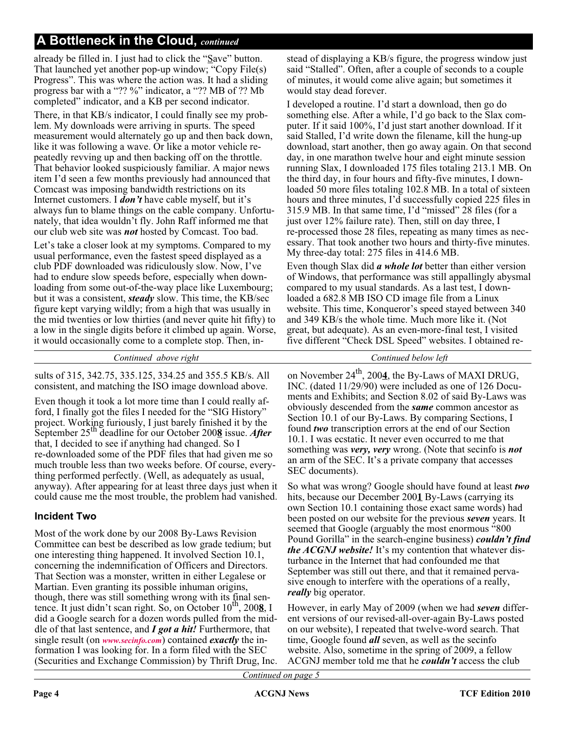## A Bottleneck in the Cloud, *continued*

already be filled in. I just had to click the "Save" button. That launched yet another pop-up window; "Copy File(s) Progress". This was where the action was. It had a sliding progress bar with a "?? %" indicator, a "?? MB of ?? Mb completed" indicator, and a KB per second indicator.

There, in that KB/s indicator, I could finally see my problem. My downloads were arriving in spurts. The speed measurement would alternately go up and then back down, like it was following a wave. Or like a motor vehicle repeatedly revving up and then backing off on the throttle. That behavior looked suspiciously familiar. A major news item I'd seen a few months previously had announced that Comcast was imposing bandwidth restrictions on its Internet customers. I ***don't*** have cable myself, but it's always fun to blame things on the cable company. Unfortunately, that idea wouldn't fly. John Raff informed me that our club web site was ***not*** hosted by Comcast. Too bad.

Let's take a closer look at my symptoms. Compared to my usual performance, even the fastest speed displayed as a club PDF downloaded was ridiculously slow. Now, I've had to endure slow speeds before, especially when downloading from some out-of-the-way place like Luxembourg; but it was a consistent, ***steady*** slow. This time, the KB/sec figure kept varying wildly; from a high that was usually in the mid twenties or low thirties (and never quite hit fifty) to a low in the single digits before it climbed up again. Worse, it would occasionally come to a complete stop. Then, instead of displaying a KB/s figure, the progress window just said "Stalled". Often, after a couple of seconds to a couple of minutes, it would come alive again; but sometimes it would stay dead forever.

I developed a routine. I'd start a download, then go do something else. After a while, I'd go back to the Slax computer. If it said 100%, I'd just start another download. If it said Stalled, I'd write down the filename, kill the hung-up download, start another, then go away again. On that second day, in one marathon twelve hour and eight minute session running Slax, I downloaded 175 files totaling 213.1 MB. On the third day, in four hours and fifty-five minutes, I downloaded 50 more files totaling 102.8 MB. In a total of sixteen hours and three minutes, I'd successfully copied 225 files in 315.9 MB. In that same time, I'd "missed" 28 files (for a just over 12% failure rate). Then, still on day three, I re-processed those 28 files, repeating as many times as necessary. That took another two hours and thirty-five minutes. My three-day total: 275 files in 414.6 MB.

Even though Slax did ***a whole lot*** better than either version of Windows, that performance was still appallingly abysmal compared to my usual standards. As a last test, I downloaded a 682.8 MB ISO CD image file from a Linux website. This time, Konqueror's speed stayed between 340 and 349 KB/s the whole time. Much more like it. (Not great, but adequate). As an even-more-final test, I visited five different "Check DSL Speed" websites. I obtained results of 315, 342.75, 335.125, 334.25 and 355.5 KB/s. All consistent, and matching the ISO image download above.

Even though it took a lot more time than I could really afford, I finally got the files I needed for the "SIG History" project. Working furiously, I just barely finished it by the September 25th deadline for our October 200**8** issue. ***After*** that, I decided to see if anything had changed. So I re-downloaded some of the PDF files that had given me so much trouble less than two weeks before. Of course, everything performed perfectly. (Well, as adequately as usual, anyway). After appearing for at least three days just when it could cause me the most trouble, the problem had vanished.

### Incident Two

Most of the work done by our 2008 By-Laws Revision Committee can best be described as low grade tedium; but one interesting thing happened. It involved Section 10.1, concerning the indemnification of Officers and Directors. That Section was a monster, written in either Legalese or Martian. Even granting its possible inhuman origins, though, there was still something wrong with its final sentence. It just didn't scan right. So, on October 10th, 200**8**, I did a Google search for a dozen words pulled from the middle of that last sentence, and ***I got a hit!*** Furthermore, that single result (on *www.secinfo.com*) contained ***exactly*** the information I was looking for. In a form filed with the SEC (Securities and Exchange Commission) by Thrift Drug, Inc. on November 24th, 200**4**, the By-Laws of MAXI DRUG, INC. (dated 11/29/90) were included as one of 126 Documents and Exhibits; and Section 8.02 of said By-Laws was obviously descended from the ***same*** common ancestor as Section 10.1 of our By-Laws. By comparing Sections, I found ***two*** transcription errors at the end of our Section 10.1. I was ecstatic. It never even occurred to me that something was ***very, very*** wrong. (Note that secinfo is ***not*** an arm of the SEC. It's a private company that accesses SEC documents).

So what was wrong? Google should have found at least ***two*** hits, because our December 200**1** By-Laws (carrying its own Section 10.1 containing those exact same words) had been posted on our website for the previous ***seven*** years. It seemed that Google (arguably the most enormous "800 Pound Gorilla" in the search-engine business) ***couldn't find the ACGNJ website!*** It's my contention that whatever disturbance in the Internet that had confounded me that September was still out there, and that it remained pervasive enough to interfere with the operations of a really, ***really*** big operator.

However, in early May of 2009 (when we had ***seven*** different versions of our revised-all-over-again By-Laws posted on our website), I repeated that twelve-word search. That time, Google found ***all*** seven, as well as the secinfo website. Also, sometime in the spring of 2009, a fellow ACGNJ member told me that he ***couldn't*** access the club

*Continued on page 5*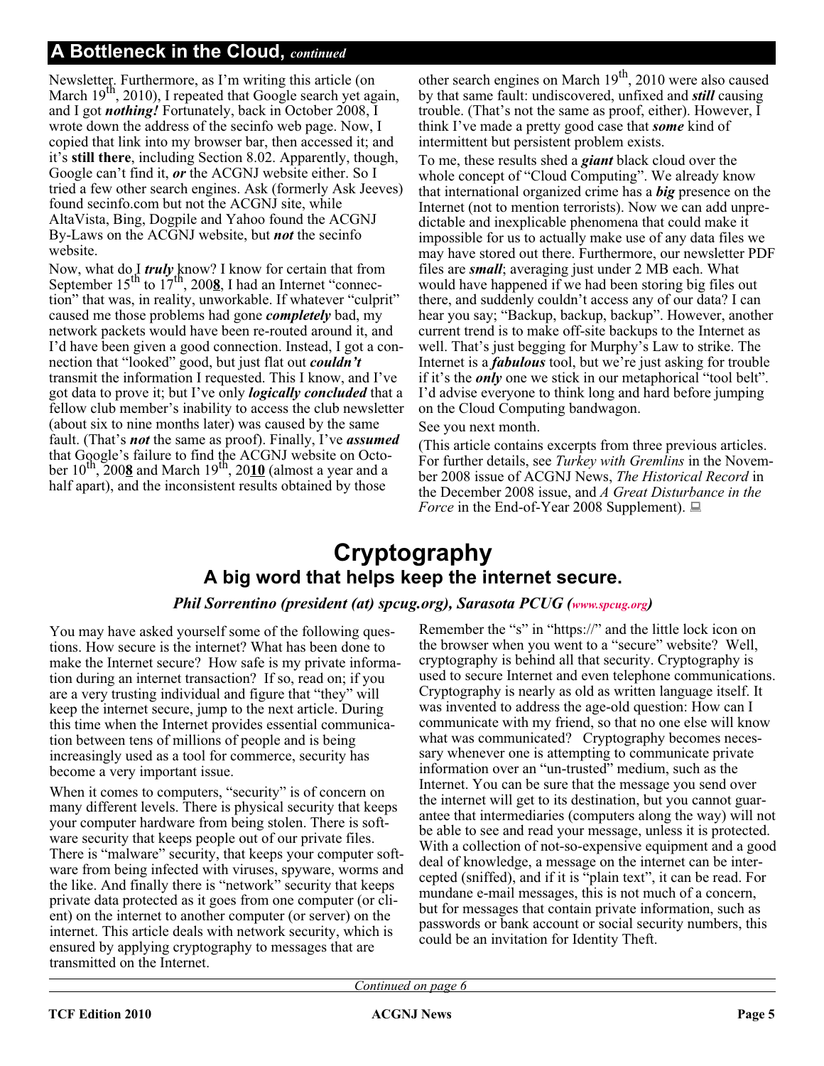## A Bottleneck in the Cloud, *continued*

Newsletter. Furthermore, as I'm writing this article (on March 19th, 2010), I repeated that Google search yet again, and I got ***nothing!*** Fortunately, back in October 2008, I wrote down the address of the secinfo web page. Now, I copied that link into my browser bar, then accessed it; and it's **still there**, including Section 8.02. Apparently, though, Google can't find it, ***or*** the ACGNJ website either. So I tried a few other search engines. Ask (formerly Ask Jeeves) found secinfo.com but not the ACGNJ site, while AltaVista, Bing, Dogpile and Yahoo found the ACGNJ By-Laws on the ACGNJ website, but ***not*** the secinfo website.

Now, what do I ***truly*** know? I know for certain that from September 15th to 17th, 200**8**, I had an Internet "connection" that was, in reality, unworkable. If whatever "culprit" caused me those problems had gone ***completely*** bad, my network packets would have been re-routed around it, and I'd have been given a good connection. Instead, I got a connection that "looked" good, but just flat out ***couldn't*** transmit the information I requested. This I know, and I've got data to prove it; but I've only ***logically concluded*** that a fellow club member's inability to access the club newsletter (about six to nine months later) was caused by the same fault. (That's ***not*** the same as proof). Finally, I've ***assumed*** that Google's failure to find the ACGNJ website on October 10th, 200**8** and March 19th, 20**10** (almost a year and a half apart), and the inconsistent results obtained by those other search engines on March 19th, 2010 were also caused by that same fault: undiscovered, unfixed and ***still*** causing trouble. (That's not the same as proof, either). However, I think I've made a pretty good case that ***some*** kind of intermittent but persistent problem exists.

To me, these results shed a ***giant*** black cloud over the whole concept of "Cloud Computing". We already know that international organized crime has a ***big*** presence on the Internet (not to mention terrorists). Now we can add unpredictable and inexplicable phenomena that could make it impossible for us to actually make use of any data files we may have stored out there. Furthermore, our newsletter PDF files are ***small***; averaging just under 2 MB each. What would have happened if we had been storing big files out there, and suddenly couldn't access any of our data? I can hear you say; "Backup, backup, backup". However, another current trend is to make off-site backups to the Internet as well. That's just begging for Murphy's Law to strike. The Internet is a ***fabulous*** tool, but we're just asking for trouble if it's the ***only*** one we stick in our metaphorical "tool belt". I'd advise everyone to think long and hard before jumping on the Cloud Computing bandwagon.

See you next month.

(This article contains excerpts from three previous articles. For further details, see *Turkey with Gremlins* in the November 2008 issue of ACGNJ News, *The Historical Record* in the December 2008 issue, and *A Great Disturbance in the Force* in the End-of-Year 2008 Supplement).

# Cryptography

## A big word that helps keep the internet secure.

***Phil Sorrentino (president (at) spcug.org), Sarasota PCUG (www.spcug.org)***

You may have asked yourself some of the following questions. How secure is the internet? What has been done to make the Internet secure? How safe is my private information during an internet transaction? If so, read on; if you are a very trusting individual and figure that "they" will keep the internet secure, jump to the next article. During this time when the Internet provides essential communication between tens of millions of people and is being increasingly used as a tool for commerce, security has become a very important issue.

When it comes to computers, "security" is of concern on many different levels. There is physical security that keeps your computer hardware from being stolen. There is software security that keeps people out of our private files. There is "malware" security, that keeps your computer software from being infected with viruses, spyware, worms and the like. And finally there is "network" security that keeps private data protected as it goes from one computer (or client) on the internet to another computer (or server) on the internet. This article deals with network security, which is ensured by applying cryptography to messages that are transmitted on the Internet.

Remember the "s" in "https://" and the little lock icon on the browser when you went to a "secure" website? Well, cryptography is behind all that security. Cryptography is used to secure Internet and even telephone communications. Cryptography is nearly as old as written language itself. It was invented to address the age-old question: How can I communicate with my friend, so that no one else will know what was communicated? Cryptography becomes necessary whenever one is attempting to communicate private information over an "un-trusted" medium, such as the Internet. You can be sure that the message you send over the internet will get to its destination, but you cannot guarantee that intermediaries (computers along the way) will not be able to see and read your message, unless it is protected. With a collection of not-so-expensive equipment and a good deal of knowledge, a message on the internet can be intercepted (sniffed), and if it is "plain text", it can be read. For mundane e-mail messages, this is not much of a concern, but for messages that contain private information, such as passwords or bank account or social security numbers, this could be an invitation for Identity Theft.

*Continued on page 6*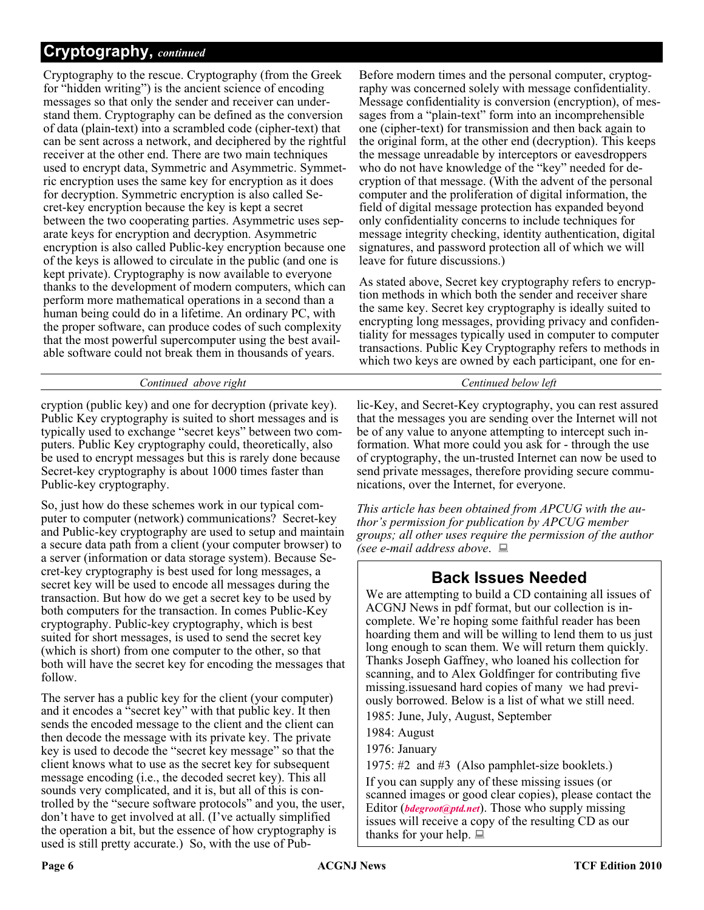## Cryptography, *continued*

Cryptography to the rescue. Cryptography (from the Greek for "hidden writing") is the ancient science of encoding messages so that only the sender and receiver can understand them. Cryptography can be defined as the conversion of data (plain-text) into a scrambled code (cipher-text) that can be sent across a network, and deciphered by the rightful receiver at the other end. There are two main techniques used to encrypt data, Symmetric and Asymmetric. Symmetric encryption uses the same key for encryption as it does for decryption. Symmetric encryption is also called Secret-key encryption because the key is kept a secret between the two cooperating parties. Asymmetric uses separate keys for encryption and decryption. Asymmetric encryption is also called Public-key encryption because one of the keys is allowed to circulate in the public (and one is kept private). Cryptography is now available to everyone thanks to the development of modern computers, which can perform more mathematical operations in a second than a human being could do in a lifetime. An ordinary PC, with the proper software, can produce codes of such complexity that the most powerful supercomputer using the best available software could not break them in thousands of years.

Before modern times and the personal computer, cryptography was concerned solely with message confidentiality. Message confidentiality is conversion (encryption), of messages from a "plain-text" form into an incomprehensible one (cipher-text) for transmission and then back again to the original form, at the other end (decryption). This keeps the message unreadable by interceptors or eavesdroppers who do not have knowledge of the "key" needed for decryption of that message. (With the advent of the personal computer and the proliferation of digital information, the field of digital message protection has expanded beyond only confidentiality concerns to include techniques for message integrity checking, identity authentication, digital signatures, and password protection all of which we will leave for future discussions.)

As stated above, Secret key cryptography refers to encryption methods in which both the sender and receiver share the same key. Secret key cryptography is ideally suited to encrypting long messages, providing privacy and confidentiality for messages typically used in computer to computer transactions. Public Key Cryptography refers to methods in which two keys are owned by each participant, one for encryption (public key) and one for decryption (private key). Public Key cryptography is suited to short messages and is typically used to exchange "secret keys" between two computers. Public Key cryptography could, theoretically, also be used to encrypt messages but this is rarely done because Secret-key cryptography is about 1000 times faster than Public-key cryptography.

So, just how do these schemes work in our typical computer to computer (network) communications? Secret-key and Public-key cryptography are used to setup and maintain a secure data path from a client (your computer browser) to a server (information or data storage system). Because Secret-key cryptography is best used for long messages, a secret key will be used to encode all messages during the transaction. But how do we get a secret key to be used by both computers for the transaction. In comes Public-Key cryptography. Public-key cryptography, which is best suited for short messages, is used to send the secret key (which is short) from one computer to the other, so that both will have the secret key for encoding the messages that follow.

The server has a public key for the client (your computer) and it encodes a "secret key" with that public key. It then sends the encoded message to the client and the client can then decode the message with its private key. The private key is used to decode the "secret key message" so that the client knows what to use as the secret key for subsequent message encoding (i.e., the decoded secret key). This all sounds very complicated, and it is, but all of this is controlled by the "secure software protocols" and you, the user, don't have to get involved at all. (I've actually simplified the operation a bit, but the essence of how cryptography is used is still pretty accurate.) So, with the use of Public-Key, and Secret-Key cryptography, you can rest assured that the messages you are sending over the Internet will not be of any value to anyone attempting to intercept such information. What more could you ask for - through the use of cryptography, the un-trusted Internet can now be used to send private messages, therefore providing secure communications, over the Internet, for everyone.

*This article has been obtained from APCUG with the author's permission for publication by APCUG member groups; all other uses require the permission of the author (see e-mail address above*.

## Back Issues Needed

We are attempting to build a CD containing all issues of ACGNJ News in pdf format, but our collection is incomplete. We're hoping some faithful reader has been hoarding them and will be willing to lend them to us just long enough to scan them. We will return them quickly. Thanks Joseph Gaffney, who loaned his collection for scanning, and to Alex Goldfinger for contributing five missing.issuesand hard copies of many we had previously borrowed. Below is a list of what we still need.

1985: June, July, August, September

1984: August

1976: January

1975: #2 and #3 (Also pamphlet-size booklets.)

If you can supply any of these missing issues (or scanned images or good clear copies), please contact the Editor (***bdegroot@ptd.net***). Those who supply missing issues will receive a copy of the resulting CD as our thanks for your help.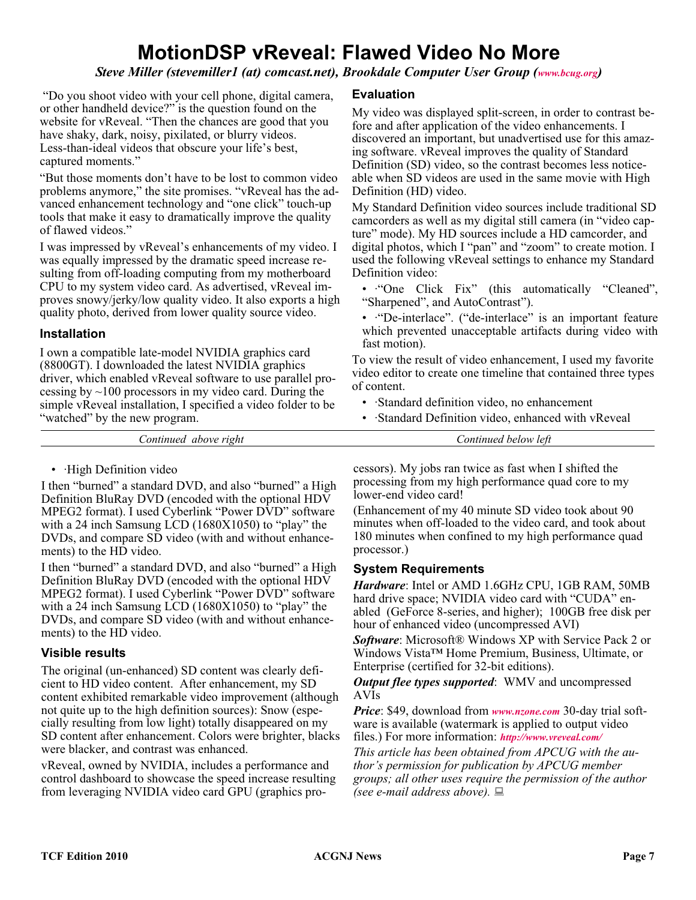# MotionDSP vReveal: Flawed Video No More

*Steve Miller (stevemiller1 (at) comcast.net), Brookdale Computer User Group (www.bcug.org)*

"Do you shoot video with your cell phone, digital camera, or other handheld device?" is the question found on the website for vReveal. "Then the chances are good that you have shaky, dark, noisy, pixilated, or blurry videos. Less-than-ideal videos that obscure your life's best, captured moments."

"But those moments don't have to be lost to common video problems anymore," the site promises. "vReveal has the advanced enhancement technology and "one click" touch-up tools that make it easy to dramatically improve the quality of flawed videos."

I was impressed by vReveal's enhancements of my video. I was equally impressed by the dramatic speed increase resulting from off-loading computing from my motherboard CPU to my system video card. As advertised, vReveal improves snowy/jerky/low quality video. It also exports a high quality photo, derived from lower quality source video.

### Installation

I own a compatible late-model NVIDIA graphics card (8800GT). I downloaded the latest NVIDIA graphics driver, which enabled vReveal software to use parallel processing by ~100 processors in my video card. During the simple vReveal installation, I specified a video folder to be "watched" by the new program.

### Evaluation

My video was displayed split-screen, in order to contrast before and after application of the video enhancements. I discovered an important, but unadvertised use for this amazing software. vReveal improves the quality of Standard Definition (SD) video, so the contrast becomes less noticeable when SD videos are used in the same movie with High Definition (HD) video.

My Standard Definition video sources include traditional SD camcorders as well as my digital still camera (in "video capture" mode). My HD sources include a HD camcorder, and digital photos, which I "pan" and "zoom" to create motion. I used the following vReveal settings to enhance my Standard Definition video:

- ·"One Click Fix" (this automatically "Cleaned", "Sharpened", and AutoContrast").
- ·"De-interlace". ("de-interlace" is an important feature which prevented unacceptable artifacts during video with fast motion).

To view the result of video enhancement, I used my favorite video editor to create one timeline that contained three types of content.

- ·Standard definition video, no enhancement
- ·Standard Definition video, enhanced with vReveal
- ·High Definition video

I then "burned" a standard DVD, and also "burned" a High Definition BluRay DVD (encoded with the optional HDV MPEG2 format). I used Cyberlink "Power DVD" software with a 24 inch Samsung LCD (1680X1050) to "play" the DVDs, and compare SD video (with and without enhancements) to the HD video.

I then "burned" a standard DVD, and also "burned" a High Definition BluRay DVD (encoded with the optional HDV MPEG2 format). I used Cyberlink "Power DVD" software with a 24 inch Samsung LCD (1680X1050) to "play" the DVDs, and compare SD video (with and without enhancements) to the HD video.

### Visible results

The original (un-enhanced) SD content was clearly deficient to HD video content. After enhancement, my SD content exhibited remarkable video improvement (although not quite up to the high definition sources): Snow (especially resulting from low light) totally disappeared on my SD content after enhancement. Colors were brighter, blacks were blacker, and contrast was enhanced.

vReveal, owned by NVIDIA, includes a performance and control dashboard to showcase the speed increase resulting from leveraging NVIDIA video card GPU (graphics processors). My jobs ran twice as fast when I shifted the processing from my high performance quad core to my lower-end video card!

(Enhancement of my 40 minute SD video took about 90 minutes when off-loaded to the video card, and took about 180 minutes when confined to my high performance quad processor.)

### System Requirements

***Hardware***: Intel or AMD 1.6GHz CPU, 1GB RAM, 50MB hard drive space; NVIDIA video card with "CUDA" enabled (GeForce 8-series, and higher); 100GB free disk per hour of enhanced video (uncompressed AVI)

***Software***: Microsoft® Windows XP with Service Pack 2 or Windows Vista™ Home Premium, Business, Ultimate, or Enterprise (certified for 32-bit editions).

***Output flee types supported***: WMV and uncompressed AVIs

***Price***: $49, download from www.nzone.com 30-day trial software is available (watermark is applied to output video files.) For more information: http://www.vreveal.com/

*This article has been obtained from APCUG with the author's permission for publication by APCUG member groups; all other uses require the permission of the author (see e-mail address above).*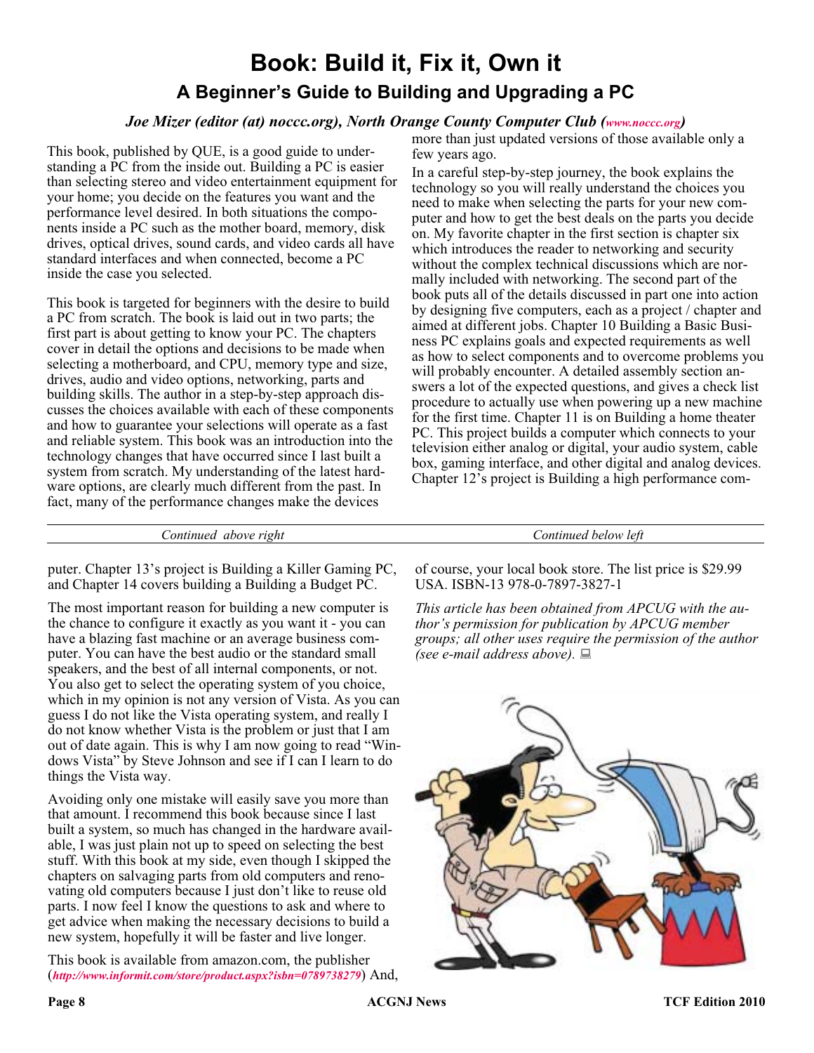# Book: Build it, Fix it, Own it

## A Beginner's Guide to Building and Upgrading a PC

*Joe Mizer (editor (at) noccc.org), North Orange County Computer Club (www.noccc.org)*

This book, published by QUE, is a good guide to understanding a PC from the inside out. Building a PC is easier than selecting stereo and video entertainment equipment for your home; you decide on the features you want and the performance level desired. In both situations the components inside a PC such as the mother board, memory, disk drives, optical drives, sound cards, and video cards all have standard interfaces and when connected, become a PC inside the case you selected.

This book is targeted for beginners with the desire to build a PC from scratch. The book is laid out in two parts; the first part is about getting to know your PC. The chapters cover in detail the options and decisions to be made when selecting a motherboard, and CPU, memory type and size, drives, audio and video options, networking, parts and building skills. The author in a step-by-step approach discusses the choices available with each of these components and how to guarantee your selections will operate as a fast and reliable system. This book was an introduction into the technology changes that have occurred since I last built a system from scratch. My understanding of the latest hardware options, are clearly much different from the past. In fact, many of the performance changes make the devices more than just updated versions of those available only a few years ago.

In a careful step-by-step journey, the book explains the technology so you will really understand the choices you need to make when selecting the parts for your new computer and how to get the best deals on the parts you decide on. My favorite chapter in the first section is chapter six which introduces the reader to networking and security without the complex technical discussions which are normally included with networking. The second part of the book puts all of the details discussed in part one into action by designing five computers, each as a project / chapter and aimed at different jobs. Chapter 10 Building a Basic Business PC explains goals and expected requirements as well as how to select components and to overcome problems you will probably encounter. A detailed assembly section answers a lot of the expected questions, and gives a check list procedure to actually use when powering up a new machine for the first time. Chapter 11 is on Building a home theater PC. This project builds a computer which connects to your television either analog or digital, your audio system, cable box, gaming interface, and other digital and analog devices. Chapter 12's project is Building a high performance computer. Chapter 13's project is Building a Killer Gaming PC, and Chapter 14 covers building a Building a Budget PC.

The most important reason for building a new computer is the chance to configure it exactly as you want it - you can have a blazing fast machine or an average business computer. You can have the best audio or the standard small speakers, and the best of all internal components, or not. You also get to select the operating system of you choice, which in my opinion is not any version of Vista. As you can guess I do not like the Vista operating system, and really I do not know whether Vista is the problem or just that I am out of date again. This is why I am now going to read "Windows Vista" by Steve Johnson and see if I can I learn to do things the Vista way.

Avoiding only one mistake will easily save you more than that amount. I recommend this book because since I last built a system, so much has changed in the hardware available, I was just plain not up to speed on selecting the best stuff. With this book at my side, even though I skipped the chapters on salvaging parts from old computers and renovating old computers because I just don't like to reuse old parts. I now feel I know the questions to ask and where to get advice when making the necessary decisions to build a new system, hopefully it will be faster and live longer.

This book is available from amazon.com, the publisher (*http://www.informit.com/store/product.aspx?isbn=0789738279*) And, of course, your local book store. The list price is $29.99 USA. ISBN-13 978-0-7897-3827-1

*This article has been obtained from APCUG with the author's permission for publication by APCUG member groups; all other uses require the permission of the author (see e-mail address above).*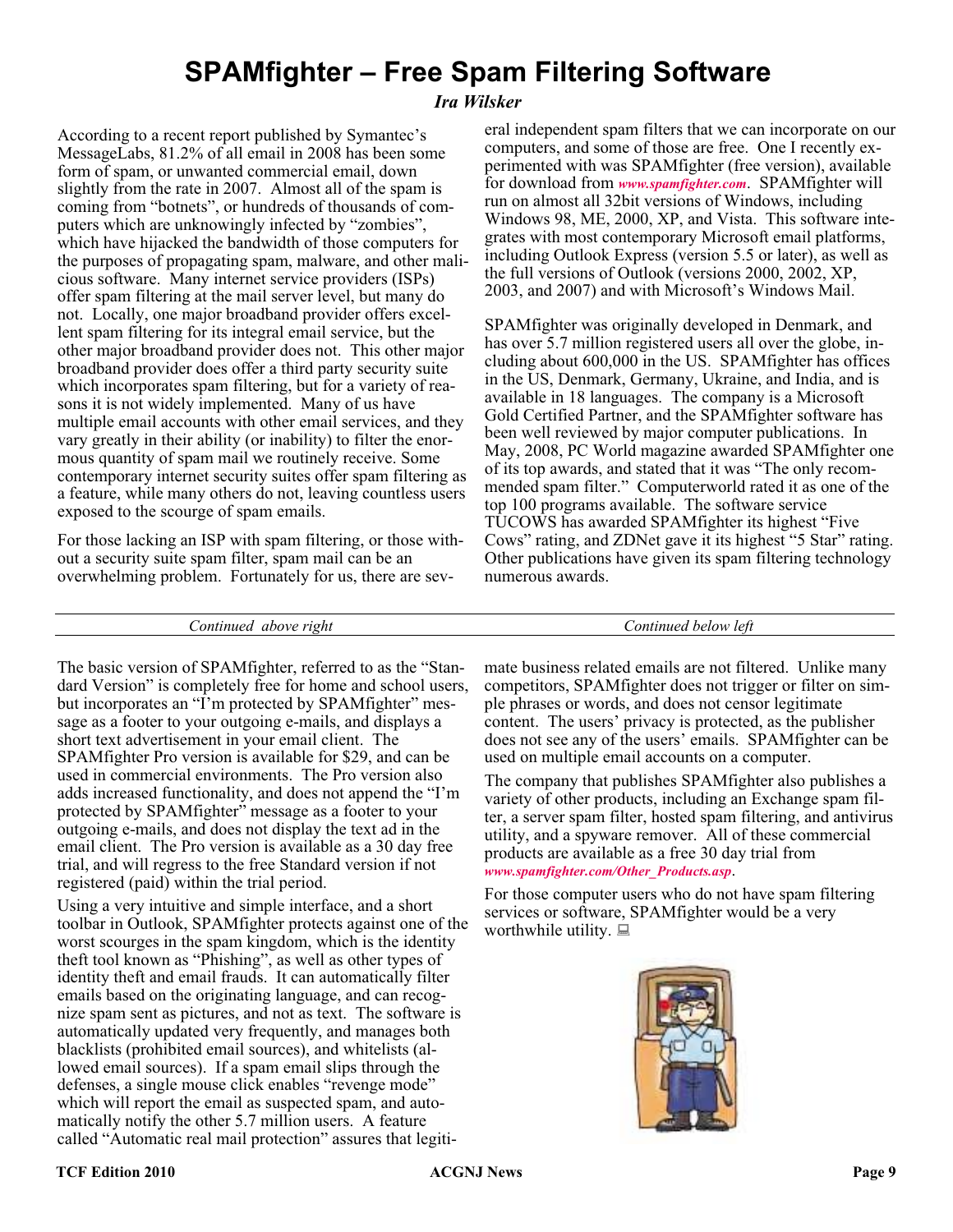# SPAMfighter – Free Spam Filtering Software

***Ira Wilsker***

According to a recent report published by Symantec's MessageLabs, 81.2% of all email in 2008 has been some form of spam, or unwanted commercial email, down slightly from the rate in 2007. Almost all of the spam is coming from "botnets", or hundreds of thousands of computers which are unknowingly infected by "zombies", which have hijacked the bandwidth of those computers for the purposes of propagating spam, malware, and other malicious software. Many internet service providers (ISPs) offer spam filtering at the mail server level, but many do not. Locally, one major broadband provider offers excellent spam filtering for its integral email service, but the other major broadband provider does not. This other major broadband provider does offer a third party security suite which incorporates spam filtering, but for a variety of reasons it is not widely implemented. Many of us have multiple email accounts with other email services, and they vary greatly in their ability (or inability) to filter the enormous quantity of spam mail we routinely receive. Some contemporary internet security suites offer spam filtering as a feature, while many others do not, leaving countless users exposed to the scourge of spam emails.

For those lacking an ISP with spam filtering, or those without a security suite spam filter, spam mail can be an overwhelming problem. Fortunately for us, there are several independent spam filters that we can incorporate on our computers, and some of those are free. One I recently experimented with was SPAMfighter (free version), available for download from *www.spamfighter.com*. SPAMfighter will run on almost all 32bit versions of Windows, including Windows 98, ME, 2000, XP, and Vista. This software integrates with most contemporary Microsoft email platforms, including Outlook Express (version 5.5 or later), as well as the full versions of Outlook (versions 2000, 2002, XP, 2003, and 2007) and with Microsoft's Windows Mail.

SPAMfighter was originally developed in Denmark, and has over 5.7 million registered users all over the globe, including about 600,000 in the US. SPAMfighter has offices in the US, Denmark, Germany, Ukraine, and India, and is available in 18 languages. The company is a Microsoft Gold Certified Partner, and the SPAMfighter software has been well reviewed by major computer publications. In May, 2008, PC World magazine awarded SPAMfighter one of its top awards, and stated that it was "The only recommended spam filter." Computerworld rated it as one of the top 100 programs available. The software service TUCOWS has awarded SPAMfighter its highest "Five Cows" rating, and ZDNet gave it its highest "5 Star" rating. Other publications have given its spam filtering technology numerous awards.

The basic version of SPAMfighter, referred to as the "Standard Version" is completely free for home and school users, but incorporates an "I'm protected by SPAMfighter" message as a footer to your outgoing e-mails, and displays a short text advertisement in your email client. The SPAMfighter Pro version is available for $29, and can be used in commercial environments. The Pro version also adds increased functionality, and does not append the "I'm protected by SPAMfighter" message as a footer to your outgoing e-mails, and does not display the text ad in the email client. The Pro version is available as a 30 day free trial, and will regress to the free Standard version if not registered (paid) within the trial period.

Using a very intuitive and simple interface, and a short toolbar in Outlook, SPAMfighter protects against one of the worst scourges in the spam kingdom, which is the identity theft tool known as "Phishing", as well as other types of identity theft and email frauds. It can automatically filter emails based on the originating language, and can recognize spam sent as pictures, and not as text. The software is automatically updated very frequently, and manages both blacklists (prohibited email sources), and whitelists (allowed email sources). If a spam email slips through the defenses, a single mouse click enables "revenge mode" which will report the email as suspected spam, and automatically notify the other 5.7 million users. A feature called "Automatic real mail protection" assures that legitimate business related emails are not filtered. Unlike many competitors, SPAMfighter does not trigger or filter on simple phrases or words, and does not censor legitimate content. The users' privacy is protected, as the publisher does not see any of the users' emails. SPAMfighter can be used on multiple email accounts on a computer.

The company that publishes SPAMfighter also publishes a variety of other products, including an Exchange spam filter, a server spam filter, hosted spam filtering, and antivirus utility, and a spyware remover. All of these commercial products are available as a free 30 day trial from *www.spamfighter.com/Other_Products.asp*.

For those computer users who do not have spam filtering services or software, SPAMfighter would be a very worthwhile utility.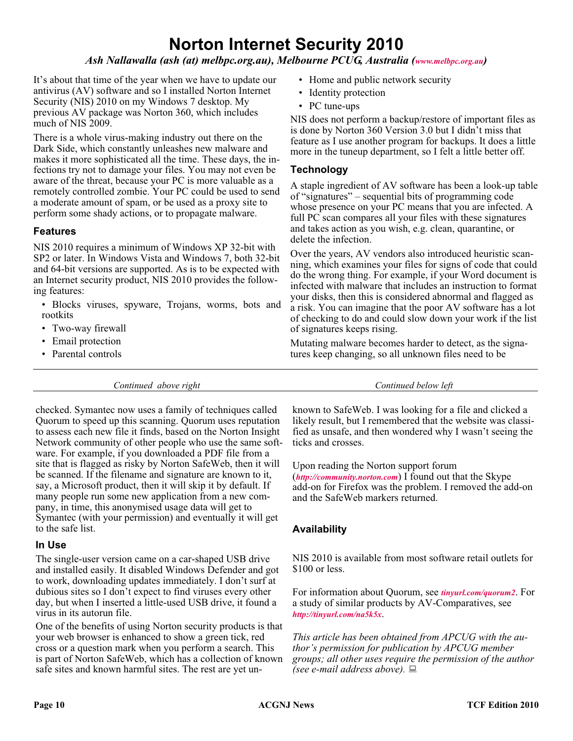# Norton Internet Security 2010

*Ash Nallawalla (ash (at) melbpc.org.au), Melbourne PCUG, Australia (www.melbpc.org.au)*

It's about that time of the year when we have to update our antivirus (AV) software and so I installed Norton Internet Security (NIS) 2010 on my Windows 7 desktop. My previous AV package was Norton 360, which includes much of NIS 2009.

There is a whole virus-making industry out there on the Dark Side, which constantly unleashes new malware and makes it more sophisticated all the time. These days, the infections try not to damage your files. You may not even be aware of the threat, because your PC is more valuable as a remotely controlled zombie. Your PC could be used to send a moderate amount of spam, or be used as a proxy site to perform some shady actions, or to propagate malware.

## Features

NIS 2010 requires a minimum of Windows XP 32-bit with SP2 or later. In Windows Vista and Windows 7, both 32-bit and 64-bit versions are supported. As is to be expected with an Internet security product, NIS 2010 provides the following features:

- Blocks viruses, spyware, Trojans, worms, bots and rootkits
- Two-way firewall
- Email protection
- Parental controls
- Home and public network security
- Identity protection
- PC tune-ups

NIS does not perform a backup/restore of important files as is done by Norton 360 Version 3.0 but I didn't miss that feature as I use another program for backups. It does a little more in the tuneup department, so I felt a little better off.

## Technology

A staple ingredient of AV software has been a look-up table of "signatures" – sequential bits of programming code whose presence on your PC means that you are infected. A full PC scan compares all your files with these signatures and takes action as you wish, e.g. clean, quarantine, or delete the infection.

Over the years, AV vendors also introduced heuristic scanning, which examines your files for signs of code that could do the wrong thing. For example, if your Word document is infected with malware that includes an instruction to format your disks, then this is considered abnormal and flagged as a risk. You can imagine that the poor AV software has a lot of checking to do and could slow down your work if the list of signatures keeps rising.

Mutating malware becomes harder to detect, as the signatures keep changing, so all unknown files need to be checked. Symantec now uses a family of techniques called Quorum to speed up this scanning. Quorum uses reputation to assess each new file it finds, based on the Norton Insight Network community of other people who use the same software. For example, if you downloaded a PDF file from a site that is flagged as risky by Norton SafeWeb, then it will be scanned. If the filename and signature are known to it, say, a Microsoft product, then it will skip it by default. If many people run some new application from a new company, in time, this anonymised usage data will get to Symantec (with your permission) and eventually it will get to the safe list.

## In Use

The single-user version came on a car-shaped USB drive and installed easily. It disabled Windows Defender and got to work, downloading updates immediately. I don't surf at dubious sites so I don't expect to find viruses every other day, but when I inserted a little-used USB drive, it found a virus in its autorun file.

One of the benefits of using Norton security products is that your web browser is enhanced to show a green tick, red cross or a question mark when you perform a search. This is part of Norton SafeWeb, which has a collection of known safe sites and known harmful sites. The rest are yet unknown to SafeWeb. I was looking for a file and clicked a likely result, but I remembered that the website was classified as unsafe, and then wondered why I wasn't seeing the ticks and crosses.

Upon reading the Norton support forum (*http://community.norton.com*) I found out that the Skype add-on for Firefox was the problem. I removed the add-on and the SafeWeb markers returned.

## Availability

NIS 2010 is available from most software retail outlets for $100 or less.

For information about Quorum, see *tinyurl.com/quorum2*. For a study of similar products by AV-Comparatives, see *http://tinyurl.com/na5k5x*.

*This article has been obtained from APCUG with the author's permission for publication by APCUG member groups; all other uses require the permission of the author (see e-mail address above).*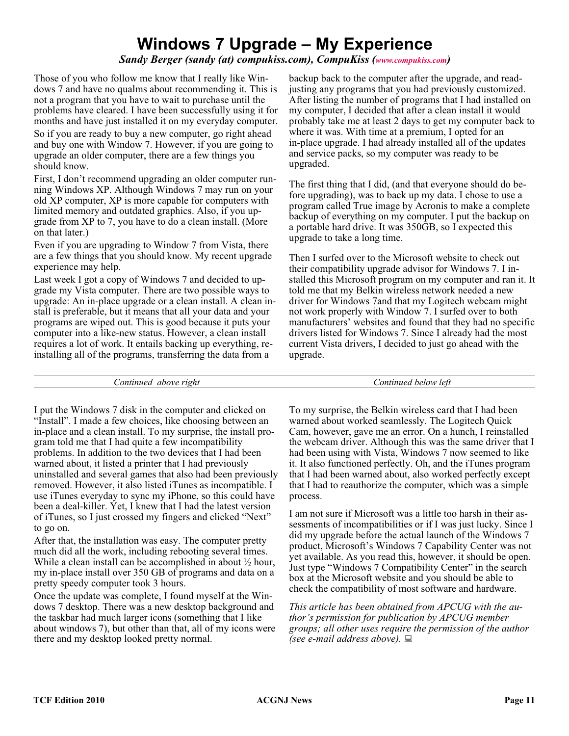# Windows 7 Upgrade – My Experience

*Sandy Berger (sandy (at) compukiss.com), CompuKiss (www.compukiss.com)*

Those of you who follow me know that I really like Windows 7 and have no qualms about recommending it. This is not a program that you have to wait to purchase until the problems have cleared. I have been successfully using it for months and have just installed it on my everyday computer.

So if you are ready to buy a new computer, go right ahead and buy one with Window 7. However, if you are going to upgrade an older computer, there are a few things you should know.

First, I don't recommend upgrading an older computer running Windows XP. Although Windows 7 may run on your old XP computer, XP is more capable for computers with limited memory and outdated graphics. Also, if you upgrade from XP to 7, you have to do a clean install. (More on that later.)

Even if you are upgrading to Window 7 from Vista, there are a few things that you should know. My recent upgrade experience may help.

Last week I got a copy of Windows 7 and decided to upgrade my Vista computer. There are two possible ways to upgrade: An in-place upgrade or a clean install. A clean install is preferable, but it means that all your data and your programs are wiped out. This is good because it puts your computer into a like-new status. However, a clean install requires a lot of work. It entails backing up everything, reinstalling all of the programs, transferring the data from a backup back to the computer after the upgrade, and readjusting any programs that you had previously customized. After listing the number of programs that I had installed on my computer, I decided that after a clean install it would probably take me at least 2 days to get my computer back to where it was. With time at a premium, I opted for an in-place upgrade. I had already installed all of the updates and service packs, so my computer was ready to be upgraded.

The first thing that I did, (and that everyone should do before upgrading), was to back up my data. I chose to use a program called True image by Acronis to make a complete backup of everything on my computer. I put the backup on a portable hard drive. It was 350GB, so I expected this upgrade to take a long time.

Then I surfed over to the Microsoft website to check out their compatibility upgrade advisor for Windows 7. I installed this Microsoft program on my computer and ran it. It told me that my Belkin wireless network needed a new driver for Windows 7and that my Logitech webcam might not work properly with Window 7. I surfed over to both manufacturers' websites and found that they had no specific drivers listed for Windows 7. Since I already had the most current Vista drivers, I decided to just go ahead with the upgrade.

I put the Windows 7 disk in the computer and clicked on "Install". I made a few choices, like choosing between an in-place and a clean install. To my surprise, the install program told me that I had quite a few incompatibility problems. In addition to the two devices that I had been warned about, it listed a printer that I had previously uninstalled and several games that also had been previously removed. However, it also listed iTunes as incompatible. I use iTunes everyday to sync my iPhone, so this could have been a deal-killer. Yet, I knew that I had the latest version of iTunes, so I just crossed my fingers and clicked "Next" to go on.

After that, the installation was easy. The computer pretty much did all the work, including rebooting several times. While a clean install can be accomplished in about ½ hour, my in-place install over 350 GB of programs and data on a pretty speedy computer took 3 hours.

Once the update was complete, I found myself at the Windows 7 desktop. There was a new desktop background and the taskbar had much larger icons (something that I like about windows 7), but other than that, all of my icons were there and my desktop looked pretty normal.

To my surprise, the Belkin wireless card that I had been warned about worked seamlessly. The Logitech Quick Cam, however, gave me an error. On a hunch, I reinstalled the webcam driver. Although this was the same driver that I had been using with Vista, Windows 7 now seemed to like it. It also functioned perfectly. Oh, and the iTunes program that I had been warned about, also worked perfectly except that I had to reauthorize the computer, which was a simple process.

I am not sure if Microsoft was a little too harsh in their assessments of incompatibilities or if I was just lucky. Since I did my upgrade before the actual launch of the Windows 7 product, Microsoft's Windows 7 Capability Center was not yet available. As you read this, however, it should be open. Just type "Windows 7 Compatibility Center" in the search box at the Microsoft website and you should be able to check the compatibility of most software and hardware.

*This article has been obtained from APCUG with the author's permission for publication by APCUG member groups; all other uses require the permission of the author (see e-mail address above).*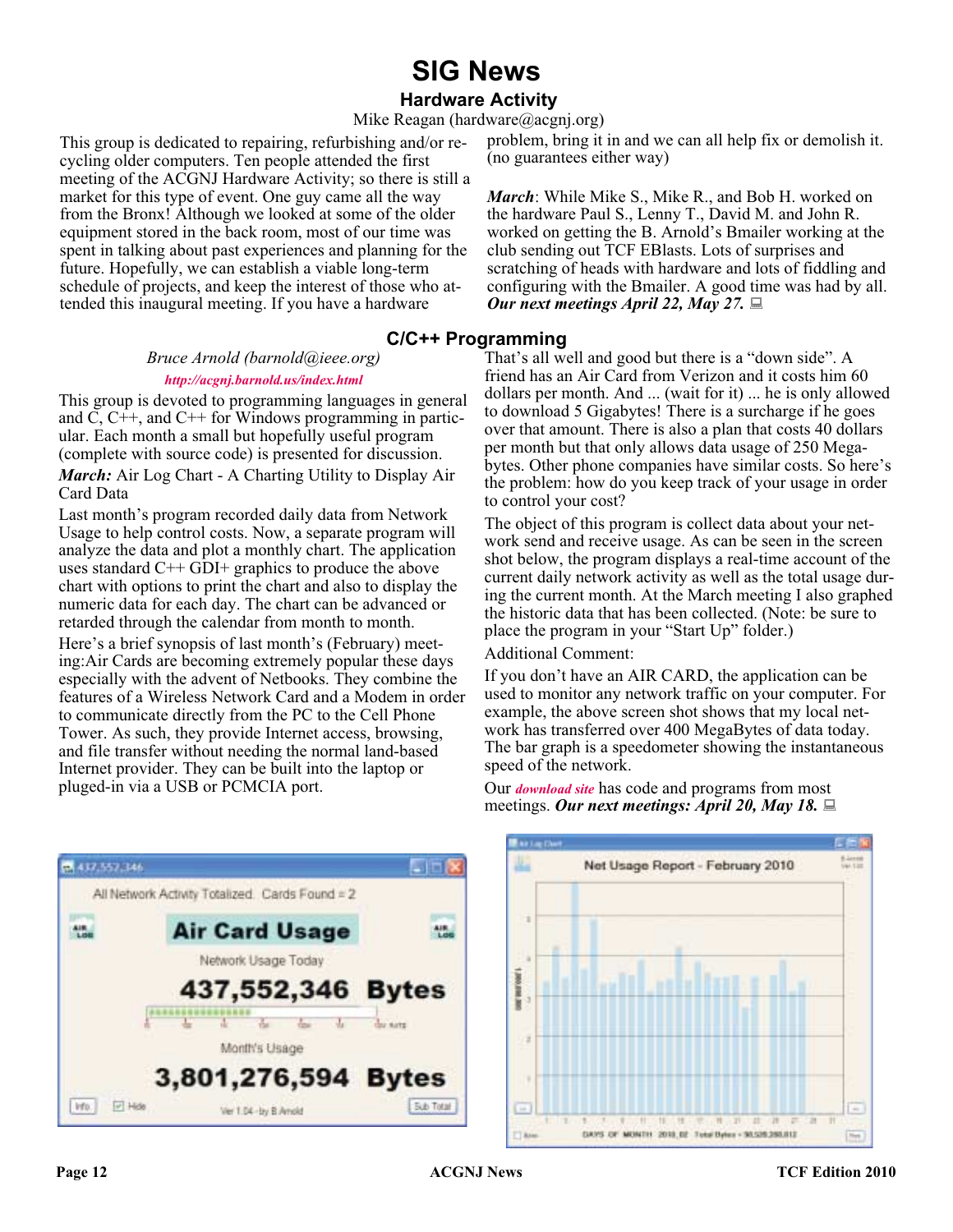# SIG News

## Hardware Activity

Mike Reagan (hardware@acgnj.org)

This group is dedicated to repairing, refurbishing and/or recycling older computers. Ten people attended the first meeting of the ACGNJ Hardware Activity; so there is still a market for this type of event. One guy came all the way from the Bronx! Although we looked at some of the older equipment stored in the back room, most of our time was spent in talking about past experiences and planning for the future. Hopefully, we can establish a viable long-term schedule of projects, and keep the interest of those who attended this inaugural meeting. If you have a hardware problem, bring it in and we can all help fix or demolish it. (no guarantees either way)

***March***: While Mike S., Mike R., and Bob H. worked on the hardware Paul S., Lenny T., David M. and John R. worked on getting the B. Arnold's Bmailer working at the club sending out TCF EBlasts. Lots of surprises and scratching of heads with hardware and lots of fiddling and configuring with the Bmailer. A good time was had by all. ***Our next meetings April 22, May 27.***

## C/C++ Programming

*Bruce Arnold (barnold@ieee.org)*

*http://acgnj.barnold.us/index.html*

This group is devoted to programming languages in general and C, C++, and C++ for Windows programming in particular. Each month a small but hopefully useful program (complete with source code) is presented for discussion.

***March:*** Air Log Chart - A Charting Utility to Display Air Card Data

Last month's program recorded daily data from Network Usage to help control costs. Now, a separate program will analyze the data and plot a monthly chart. The application uses standard C++ GDI+ graphics to produce the above chart with options to print the chart and also to display the numeric data for each day. The chart can be advanced or retarded through the calendar from month to month.

Here's a brief synopsis of last month's (February) meeting:Air Cards are becoming extremely popular these days especially with the advent of Netbooks. They combine the features of a Wireless Network Card and a Modem in order to communicate directly from the PC to the Cell Phone Tower. As such, they provide Internet access, browsing, and file transfer without needing the normal land-based Internet provider. They can be built into the laptop or pluged-in via a USB or PCMCIA port.

That's all well and good but there is a "down side". A friend has an Air Card from Verizon and it costs him 60 dollars per month. And ... (wait for it) ... he is only allowed to download 5 Gigabytes! There is a surcharge if he goes over that amount. There is also a plan that costs 40 dollars per month but that only allows data usage of 250 Megabytes. Other phone companies have similar costs. So here's the problem: how do you keep track of your usage in order to control your cost?

The object of this program is collect data about your network send and receive usage. As can be seen in the screen shot below, the program displays a real-time account of the current daily network activity as well as the total usage during the current month. At the March meeting I also graphed the historic data that has been collected. (Note: be sure to place the program in your "Start Up" folder.)

Additional Comment:

If you don't have an AIR CARD, the application can be used to monitor any network traffic on your computer. For example, the above screen shot shows that my local network has transferred over 400 MegaBytes of data today. The bar graph is a speedometer showing the instantaneous speed of the network.

Our *download site* has code and programs from most meetings. ***Our next meetings: April 20, May 18.***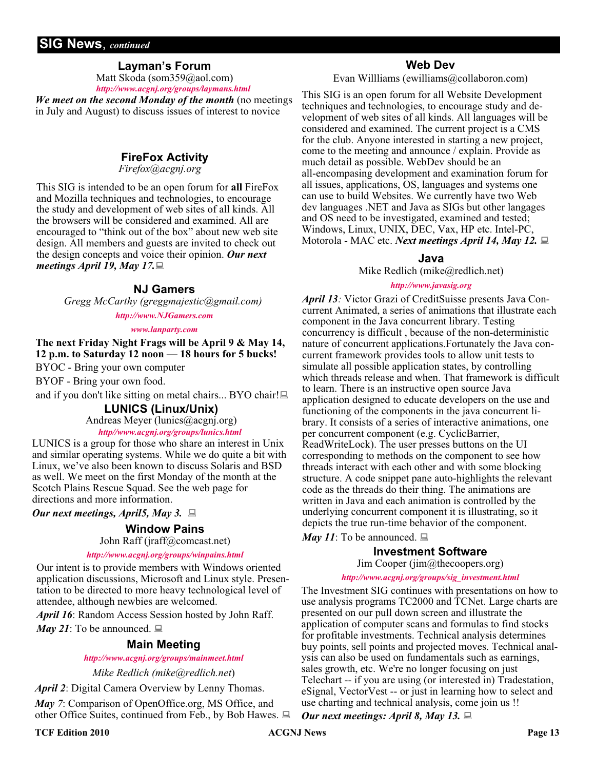## SIG News, *continued*

### Layman's Forum

Matt Skoda (som359@aol.com)

*http://www.acgnj.org/groups/laymans.html*

***We meet on the second Monday of the month*** (no meetings in July and August) to discuss issues of interest to novice

### FireFox Activity

*Firefox@acgnj.org*

This SIG is intended to be an open forum for **all** FireFox and Mozilla techniques and technologies, to encourage the study and development of web sites of all kinds. All the browsers will be considered and examined. All are encouraged to "think out of the box" about new web site design. All members and guests are invited to check out the design concepts and voice their opinion. ***Our next meetings April 19, May 17.***

### NJ Gamers

*Gregg McCarthy (greggmajestic@gmail.com)*

*http://www.NJGamers.com*

*www.lanparty.com*

**The next Friday Night Frags will be April 9 & May 14, 12 p.m. to Saturday 12 noon — 18 hours for 5 bucks!**

BYOC - Bring your own computer

BYOF - Bring your own food.

and if you don't like sitting on metal chairs... BYO chair!

### LUNICS (Linux/Unix)

Andreas Meyer (lunics@acgnj.org)

*http//www.acgnj.org/groups/lunics.html*

LUNICS is a group for those who share an interest in Unix and similar operating systems. While we do quite a bit with Linux, we've also been known to discuss Solaris and BSD as well. We meet on the first Monday of the month at the Scotch Plains Rescue Squad. See the web page for directions and more information.

***Our next meetings, April5, May 3.***

### Window Pains

John Raff (jraff@comcast.net)

*http://www.acgnj.org/groups/winpains.html*

Our intent is to provide members with Windows oriented application discussions, Microsoft and Linux style. Presentation to be directed to more heavy technological level of attendee, although newbies are welcomed.

***April 16***: Random Access Session hosted by John Raff.

***May 21***: To be announced.

### Main Meeting

*http://www.acgnj.org/groups/mainmeet.html*

*Mike Redlich (mike@redlich.net*)

***April 2***: Digital Camera Overview by Lenny Thomas.

***May 7***: Comparison of OpenOffice.org, MS Office, and other Office Suites, continued from Feb., by Bob Hawes.

### Web Dev

Evan Willliams (ewilliams@collaboron.com)

This SIG is an open forum for all Website Development techniques and technologies, to encourage study and development of web sites of all kinds. All languages will be considered and examined. The current project is a CMS for the club. Anyone interested in starting a new project, come to the meeting and announce / explain. Provide as much detail as possible. WebDev should be an all-encompasing development and examination forum for all issues, applications, OS, languages and systems one can use to build Websites. We currently have two Web dev languages .NET and Java as SIGs but other langages and OS need to be investigated, examined and tested; Windows, Linux, UNIX, DEC, Vax, HP etc. Intel-PC, Motorola - MAC etc. ***Next meetings April 14, May 12.***

### Java

Mike Redlich (mike@redlich.net)

*http://www.javasig.org*

***April 13****:* Victor Grazi of CreditSuisse presents Java Concurrent Animated, a series of animations that illustrate each component in the Java concurrent library. Testing concurrency is difficult , because of the non-deterministic nature of concurrent applications.Fortunately the Java concurrent framework provides tools to allow unit tests to simulate all possible application states, by controlling which threads release and when. That framework is difficult to learn. There is an instructive open source Java application designed to educate developers on the use and functioning of the components in the java concurrent library. It consists of a series of interactive animations, one per concurrent component (e.g. CyclicBarrier, ReadWriteLock). The user presses buttons on the UI corresponding to methods on the component to see how threads interact with each other and with some blocking structure. A code snippet pane auto-highlights the relevant code as the threads do their thing. The animations are written in Java and each animation is controlled by the underlying concurrent component it is illustrating, so it depicts the true run-time behavior of the component.

***May 11***: To be announced.

### Investment Software

Jim Cooper (jim@thecoopers.org)

*http://www.acgnj.org/groups/sig_investment.html*

The Investment SIG continues with presentations on how to use analysis programs TC2000 and TCNet. Large charts are presented on our pull down screen and illustrate the application of computer scans and formulas to find stocks for profitable investments. Technical analysis determines buy points, sell points and projected moves. Technical analysis can also be used on fundamentals such as earnings, sales growth, etc. We're no longer focusing on just Telechart -- if you are using (or interested in) Tradestation, eSignal, VectorVest -- or just in learning how to select and use charting and technical analysis, come join us !!

***Our next meetings: April 8, May 13.***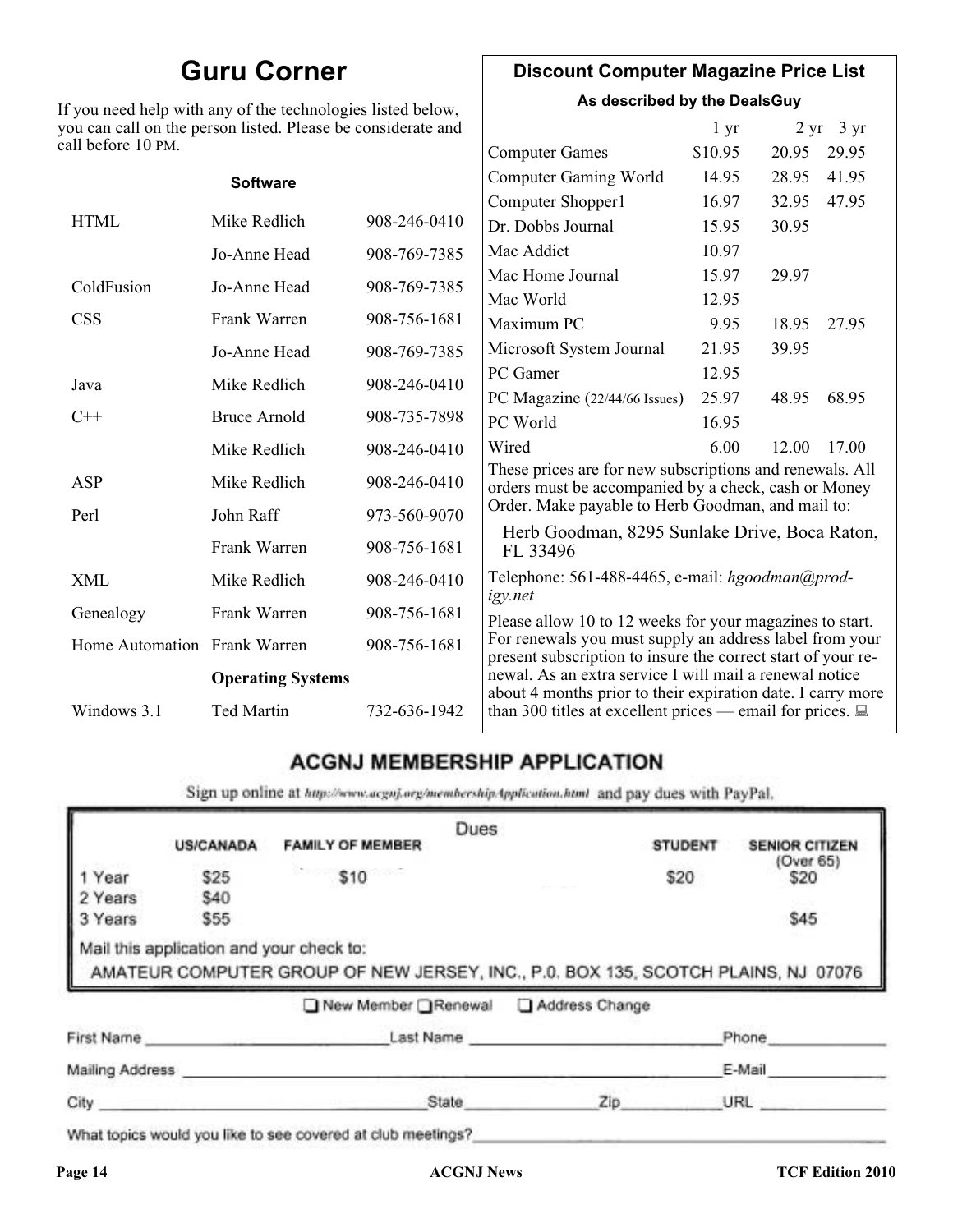## Guru Corner

If you need help with any of the technologies listed below, you can call on the person listed. Please be considerate and call before 10 PM.

| | | |
|---|---|---|
| | **Software** | |
| HTML | Mike Redlich | 908-246-0410 |
| | Jo-Anne Head | 908-769-7385 |
| ColdFusion | Jo-Anne Head | 908-769-7385 |
| CSS | Frank Warren | 908-756-1681 |
| | Jo-Anne Head | 908-769-7385 |
| Java | Mike Redlich | 908-246-0410 |
| C++ | Bruce Arnold | 908-735-7898 |
| | Mike Redlich | 908-246-0410 |
| ASP | Mike Redlich | 908-246-0410 |
| Perl | John Raff | 973-560-9070 |
| | Frank Warren | 908-756-1681 |
| XML | Mike Redlich | 908-246-0410 |
| Genealogy | Frank Warren | 908-756-1681 |
| Home Automation | Frank Warren | 908-756-1681 |
| | **Operating Systems** | |
| Windows 3.1 | Ted Martin | 732-636-1942 |

## Discount Computer Magazine Price List

**As described by the DealsGuy**

| | 1 yr | 2 yr | 3 yr |
|---|---|---|---|
| Computer Games | $10.95 | 20.95 | 29.95 |
| Computer Gaming World | 14.95 | 28.95 | 41.95 |
| Computer Shopper1 | 16.97 | 32.95 | 47.95 |
| Dr. Dobbs Journal | 15.95 | 30.95 | |
| Mac Addict | 10.97 | | |
| Mac Home Journal | 15.97 | 29.97 | |
| Mac World | 12.95 | | |
| Maximum PC | 9.95 | 18.95 | 27.95 |
| Microsoft System Journal | 21.95 | 39.95 | |
| PC Gamer | 12.95 | | |
| PC Magazine (22/44/66 Issues) | 25.97 | 48.95 | 68.95 |
| PC World | 16.95 | | |
| Wired | 6.00 | 12.00 | 17.00 |

These prices are for new subscriptions and renewals. All orders must be accompanied by a check, cash or Money Order. Make payable to Herb Goodman, and mail to:

Herb Goodman, 8295 Sunlake Drive, Boca Raton, FL 33496

Telephone: 561-488-4465, e-mail: *hgoodman@prodigy.net*

Please allow 10 to 12 weeks for your magazines to start. For renewals you must supply an address label from your present subscription to insure the correct start of your renewal. As an extra service I will mail a renewal notice about 4 months prior to their expiration date. I carry more than 300 titles at excellent prices — email for prices.

## ACGNJ MEMBERSHIP APPLICATION

Sign up online at http://www.acgnj.org/membershipApplication.html and pay dues with PayPal.

**Dues**

| | US/CANADA | FAMILY OF MEMBER | STUDENT | SENIOR CITIZEN (Over 65) |
|---|---|---|---|---|
| 1 Year | $25 | $10 | $20 | $20 |
| 2 Years | $40 | | | |
| 3 Years | $55 | | | $45 |

Mail this application and your check to:

AMATEUR COMPUTER GROUP OF NEW JERSEY, INC., P.0. BOX 135, SCOTCH PLAINS, NJ 07076

☐ New Member ☐ Renewal ☐ Address Change

First Name \_\_\_\_\_\_\_\_\_\_ Last Name \_\_\_\_\_\_\_\_\_\_ Phone \_\_\_\_\_\_\_\_\_\_

Mailing Address \_\_\_\_\_\_\_\_\_\_ E-Mail \_\_\_\_\_\_\_\_\_\_

City \_\_\_\_\_\_\_\_\_\_ State \_\_\_\_\_\_\_\_\_\_ Zip \_\_\_\_\_\_\_\_\_\_ URL \_\_\_\_\_\_\_\_\_\_

What topics would you like to see covered at club meetings? \_\_\_\_\_\_\_\_\_\_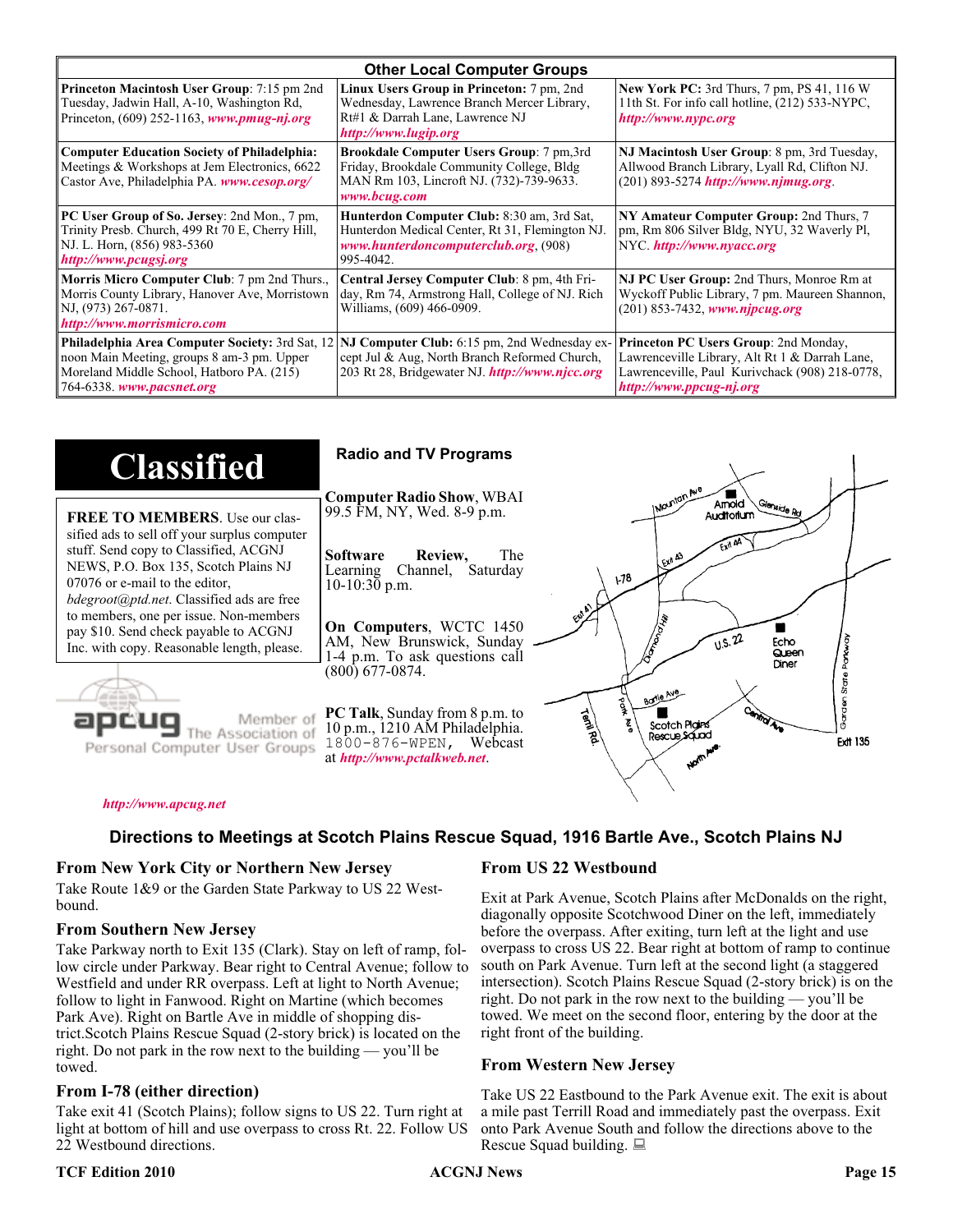## Other Local Computer Groups

| | | |
|---|---|---|
| **Princeton Macintosh User Group**: 7:15 pm 2nd Tuesday, Jadwin Hall, A-10, Washington Rd, Princeton, (609) 252-1163, ***www.pmug-nj.org*** | **Linux Users Group in Princeton:** 7 pm, 2nd Wednesday, Lawrence Branch Mercer Library, Rt#1 & Darrah Lane, Lawrence NJ ***http://www.lugip.org*** | **New York PC:** 3rd Thurs, 7 pm, PS 41, 116 W 11th St. For info call hotline, (212) 533-NYPC, ***http://www.nypc.org*** |
| **Computer Education Society of Philadelphia:** Meetings & Workshops at Jem Electronics, 6622 Castor Ave, Philadelphia PA. ***www.cesop.org/*** | **Brookdale Computer Users Group**: 7 pm,3rd Friday, Brookdale Community College, Bldg MAN Rm 103, Lincroft NJ. (732)-739-9633. ***www.bcug.com*** | **NJ Macintosh User Group**: 8 pm, 3rd Tuesday, Allwood Branch Library, Lyall Rd, Clifton NJ. (201) 893-5274 ***http://www.njmug.org***. |
| **PC User Group of So. Jersey**: 2nd Mon., 7 pm, Trinity Presb. Church, 499 Rt 70 E, Cherry Hill, NJ. L. Horn, (856) 983-5360 ***http://www.pcugsj.org*** | **Hunterdon Computer Club:** 8:30 am, 3rd Sat, Hunterdon Medical Center, Rt 31, Flemington NJ. ***www.hunterdoncomputerclub.org***, (908) 995-4042. | **NY Amateur Computer Group:** 2nd Thurs, 7 pm, Rm 806 Silver Bldg, NYU, 32 Waverly Pl, NYC. ***http://www.nyacc.org*** |
| **Morris Micro Computer Club**: 7 pm 2nd Thurs., Morris County Library, Hanover Ave, Morristown NJ, (973) 267-0871. ***http://www.morrismicro.com*** | **Central Jersey Computer Club**: 8 pm, 4th Friday, Rm 74, Armstrong Hall, College of NJ. Rich Williams, (609) 466-0909. | **NJ PC User Group:** 2nd Thurs, Monroe Rm at Wyckoff Public Library, 7 pm. Maureen Shannon, (201) 853-7432, ***www.njpcug.org*** |
| **Philadelphia Area Computer Society:** 3rd Sat, 12 noon Main Meeting, groups 8 am-3 pm. Upper Moreland Middle School, Hatboro PA. (215) 764-6338. ***www.pacsnet.org*** | **NJ Computer Club:** 6:15 pm, 2nd Wednesday except Jul & Aug, North Branch Reformed Church, 203 Rt 28, Bridgewater NJ. ***http://www.njcc.org*** | **Princeton PC Users Group**: 2nd Monday, Lawrenceville Library, Alt Rt 1 & Darrah Lane, Lawrenceville, Paul Kurivchack (908) 218-0778, ***http://www.ppcug-nj.org*** |

# Classified

**FREE TO MEMBERS**. Use our classified ads to sell off your surplus computer stuff. Send copy to Classified, ACGNJ NEWS, P.O. Box 135, Scotch Plains NJ 07076 or e-mail to the editor, *bdegroot@ptd.net*. Classified ads are free to members, one per issue. Non-members pay $10. Send check payable to ACGNJ Inc. with copy. Reasonable length, please.

apcug Member of The Association of Personal Computer User Groups

***http://www.apcug.net***

## Radio and TV Programs

**Computer Radio Show**, WBAI 99.5 FM, NY, Wed. 8-9 p.m.

**Software Review,** The Learning Channel, Saturday 10-10:30 p.m.

**On Computers**, WCTC 1450 AM, New Brunswick, Sunday 1-4 p.m. To ask questions call (800) 677-0874.

**PC Talk**, Sunday from 8 p.m. to 10 p.m., 1210 AM Philadelphia. 1800-876-WPEN, Webcast at ***http://www.pctalkweb.net***.

## Directions to Meetings at Scotch Plains Rescue Squad, 1916 Bartle Ave., Scotch Plains NJ

### From New York City or Northern New Jersey

Take Route 1&9 or the Garden State Parkway to US 22 Westbound.

### From Southern New Jersey

Take Parkway north to Exit 135 (Clark). Stay on left of ramp, follow circle under Parkway. Bear right to Central Avenue; follow to Westfield and under RR overpass. Left at light to North Avenue; follow to light in Fanwood. Right on Martine (which becomes Park Ave). Right on Bartle Ave in middle of shopping district.Scotch Plains Rescue Squad (2-story brick) is located on the right. Do not park in the row next to the building — you'll be towed.

### From I-78 (either direction)

Take exit 41 (Scotch Plains); follow signs to US 22. Turn right at light at bottom of hill and use overpass to cross Rt. 22. Follow US 22 Westbound directions.

### From US 22 Westbound

Exit at Park Avenue, Scotch Plains after McDonalds on the right, diagonally opposite Scotchwood Diner on the left, immediately before the overpass. After exiting, turn left at the light and use overpass to cross US 22. Bear right at bottom of ramp to continue south on Park Avenue. Turn left at the second light (a staggered intersection). Scotch Plains Rescue Squad (2-story brick) is on the right. Do not park in the row next to the building — you'll be towed. We meet on the second floor, entering by the door at the right front of the building.

### From Western New Jersey

Take US 22 Eastbound to the Park Avenue exit. The exit is about a mile past Terrill Road and immediately past the overpass. Exit onto Park Avenue South and follow the directions above to the Rescue Squad building.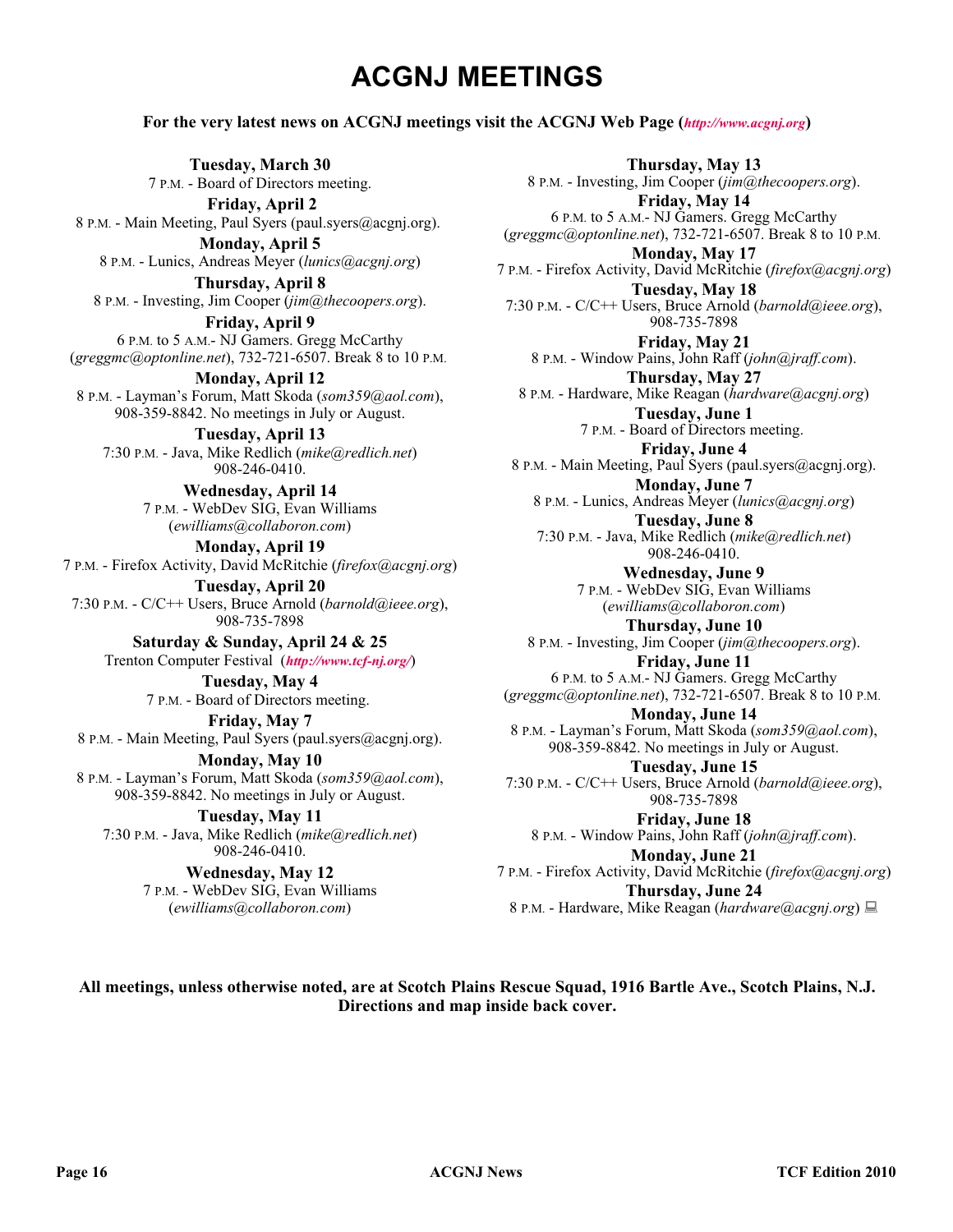# ACGNJ MEETINGS

**For the very latest news on ACGNJ meetings visit the ACGNJ Web Page (*http://www.acgnj.org*)**

**Tuesday, March 30**
7 P.M. - Board of Directors meeting.

**Friday, April 2**
8 P.M. - Main Meeting, Paul Syers (paul.syers@acgnj.org).

**Monday, April 5**
8 P.M. - Lunics, Andreas Meyer (*lunics@acgnj.org*)

**Thursday, April 8**
8 P.M. - Investing, Jim Cooper (*jim@thecoopers.org*).

**Friday, April 9**
6 P.M. to 5 A.M.- NJ Gamers. Gregg McCarthy (*greggmc@optonline.net*), 732-721-6507. Break 8 to 10 P.M.

**Monday, April 12**
8 P.M. - Layman's Forum, Matt Skoda (*som359@aol.com*), 908-359-8842. No meetings in July or August.

**Tuesday, April 13**
7:30 P.M. - Java, Mike Redlich (*mike@redlich.net*) 908-246-0410.

**Wednesday, April 14**
7 P.M. - WebDev SIG, Evan Williams (*ewilliams@collaboron.com*)

**Monday, April 19**
7 P.M. - Firefox Activity, David McRitchie (*firefox@acgnj.org*)

**Tuesday, April 20**
7:30 P.M. - C/C++ Users, Bruce Arnold (*barnold@ieee.org*), 908-735-7898

**Saturday & Sunday, April 24 & 25**
Trenton Computer Festival (*http://www.tcf-nj.org/*)

**Tuesday, May 4**
7 P.M. - Board of Directors meeting.

**Friday, May 7**
8 P.M. - Main Meeting, Paul Syers (paul.syers@acgnj.org).

**Monday, May 10**
8 P.M. - Layman's Forum, Matt Skoda (*som359@aol.com*), 908-359-8842. No meetings in July or August.

**Tuesday, May 11**
7:30 P.M. - Java, Mike Redlich (*mike@redlich.net*) 908-246-0410.

**Wednesday, May 12**
7 P.M. - WebDev SIG, Evan Williams (*ewilliams@collaboron.com*)

**Thursday, May 13**
8 P.M. - Investing, Jim Cooper (*jim@thecoopers.org*).

**Friday, May 14**
6 P.M. to 5 A.M.- NJ Gamers. Gregg McCarthy (*greggmc@optonline.net*), 732-721-6507. Break 8 to 10 P.M.

**Monday, May 17**
7 P.M. - Firefox Activity, David McRitchie (*firefox@acgnj.org*)

**Tuesday, May 18**
7:30 P.M. - C/C++ Users, Bruce Arnold (*barnold@ieee.org*), 908-735-7898

**Friday, May 21**
8 P.M. - Window Pains, John Raff (*john@jraff.com*).

**Thursday, May 27**
8 P.M. - Hardware, Mike Reagan (*hardware@acgnj.org*)

**Tuesday, June 1**
7 P.M. - Board of Directors meeting.

**Friday, June 4**
8 P.M. - Main Meeting, Paul Syers (paul.syers@acgnj.org).

**Monday, June 7**
8 P.M. - Lunics, Andreas Meyer (*lunics@acgnj.org*)

**Tuesday, June 8**
7:30 P.M. - Java, Mike Redlich (*mike@redlich.net*) 908-246-0410.

**Wednesday, June 9**
7 P.M. - WebDev SIG, Evan Williams (*ewilliams@collaboron.com*)

**Thursday, June 10**
8 P.M. - Investing, Jim Cooper (*jim@thecoopers.org*).

**Friday, June 11**
6 P.M. to 5 A.M.- NJ Gamers. Gregg McCarthy (*greggmc@optonline.net*), 732-721-6507. Break 8 to 10 P.M.

**Monday, June 14**
8 P.M. - Layman's Forum, Matt Skoda (*som359@aol.com*), 908-359-8842. No meetings in July or August.

**Tuesday, June 15**
7:30 P.M. - C/C++ Users, Bruce Arnold (*barnold@ieee.org*), 908-735-7898

**Friday, June 18**
8 P.M. - Window Pains, John Raff (*john@jraff.com*).

**Monday, June 21**
7 P.M. - Firefox Activity, David McRitchie (*firefox@acgnj.org*)

**Thursday, June 24**
8 P.M. - Hardware, Mike Reagan (*hardware@acgnj.org*)

**All meetings, unless otherwise noted, are at Scotch Plains Rescue Squad, 1916 Bartle Ave., Scotch Plains, N.J. Directions and map inside back cover.**